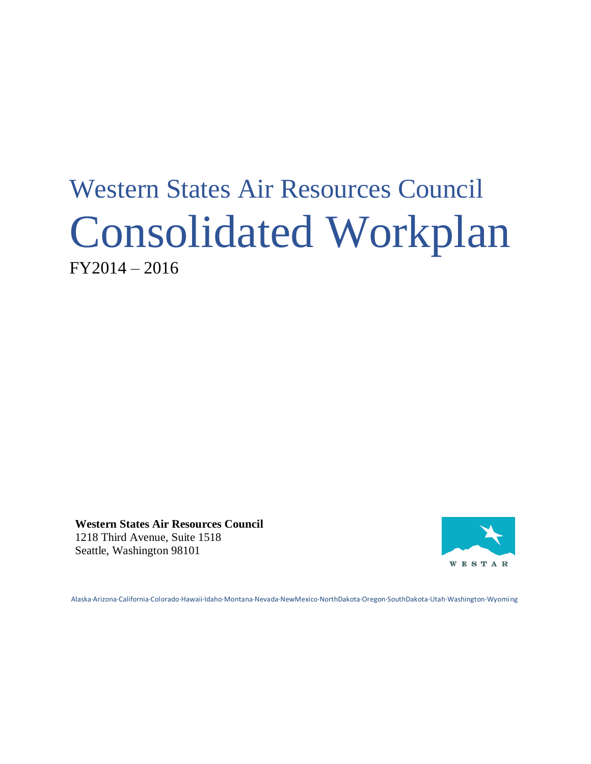# Western States Air Resources Council

# Consolidated Workplan

FY2014 – 2016

**Western States Air Resources Council**
1218 Third Avenue, Suite 1518
Seattle, Washington 98101

WESTAR

Alaska·Arizona·California·Colorado·Hawaii·Idaho·Montana·Nevada·NewMexico·NorthDakota·Oregon·SouthDakota·Utah·Washington·Wyoming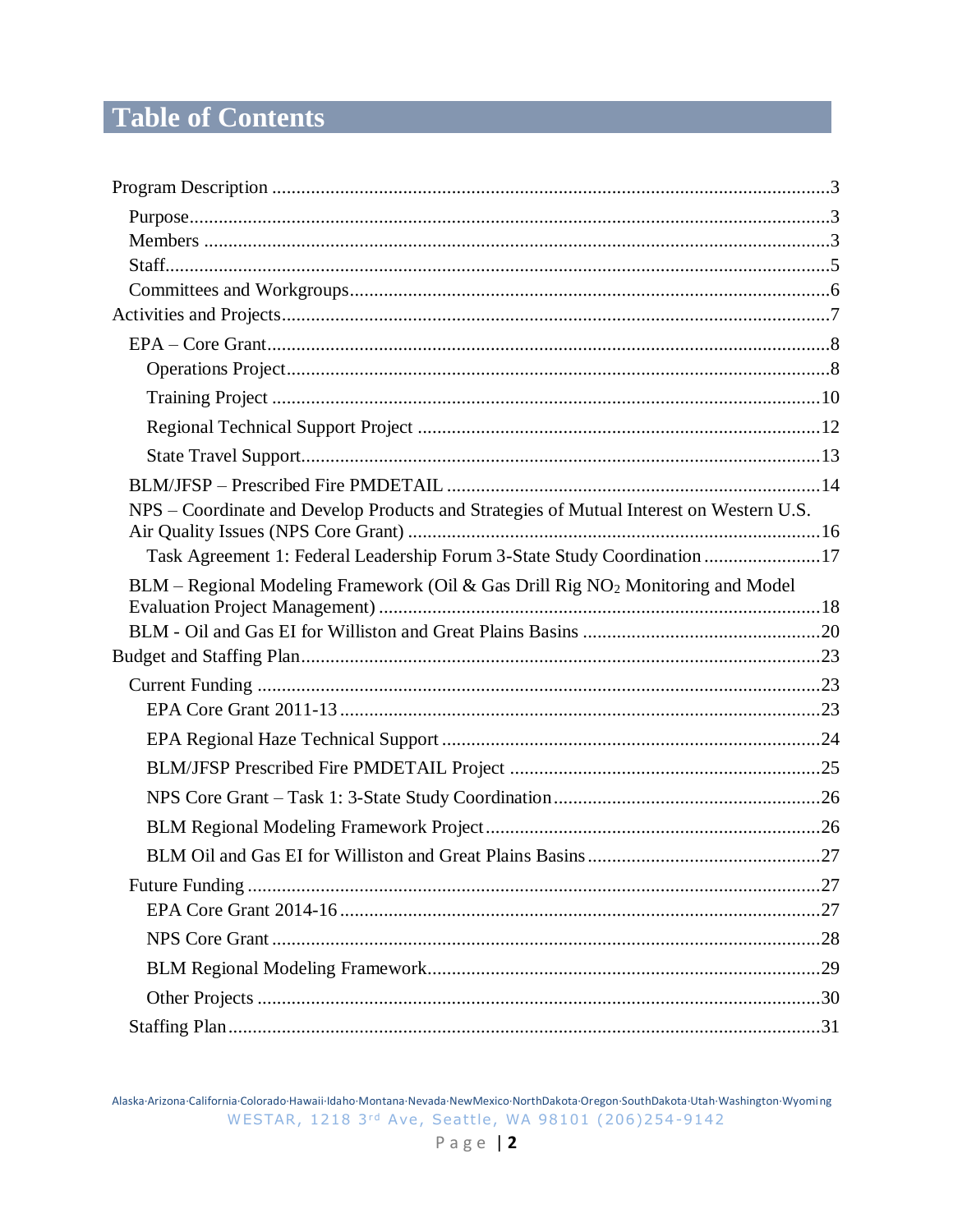# Table of Contents

- Program Description ... 3
  - Purpose ... 3
  - Members ... 3
  - Staff ... 5
  - Committees and Workgroups ... 6
- Activities and Projects ... 7
  - EPA – Core Grant ... 8
    - Operations Project ... 8
    - Training Project ... 10
    - Regional Technical Support Project ... 12
    - State Travel Support ... 13
  - BLM/JFSP – Prescribed Fire PMDETAIL ... 14
  - NPS – Coordinate and Develop Products and Strategies of Mutual Interest on Western U.S. Air Quality Issues (NPS Core Grant) ... 16
    - Task Agreement 1: Federal Leadership Forum 3-State Study Coordination ... 17
  - BLM – Regional Modeling Framework (Oil & Gas Drill Rig $NO_2$ Monitoring and Model Evaluation Project Management) ... 18
  - BLM - Oil and Gas EI for Williston and Great Plains Basins ... 20
- Budget and Staffing Plan ... 23
  - Current Funding ... 23
    - EPA Core Grant 2011-13 ... 23
    - EPA Regional Haze Technical Support ... 24
    - BLM/JFSP Prescribed Fire PMDETAIL Project ... 25
    - NPS Core Grant – Task 1: 3-State Study Coordination ... 26
    - BLM Regional Modeling Framework Project ... 26
    - BLM Oil and Gas EI for Williston and Great Plains Basins ... 27
  - Future Funding ... 27
    - EPA Core Grant 2014-16 ... 27
    - NPS Core Grant ... 28
    - BLM Regional Modeling Framework ... 29
    - Other Projects ... 30
  - Staffing Plan ... 31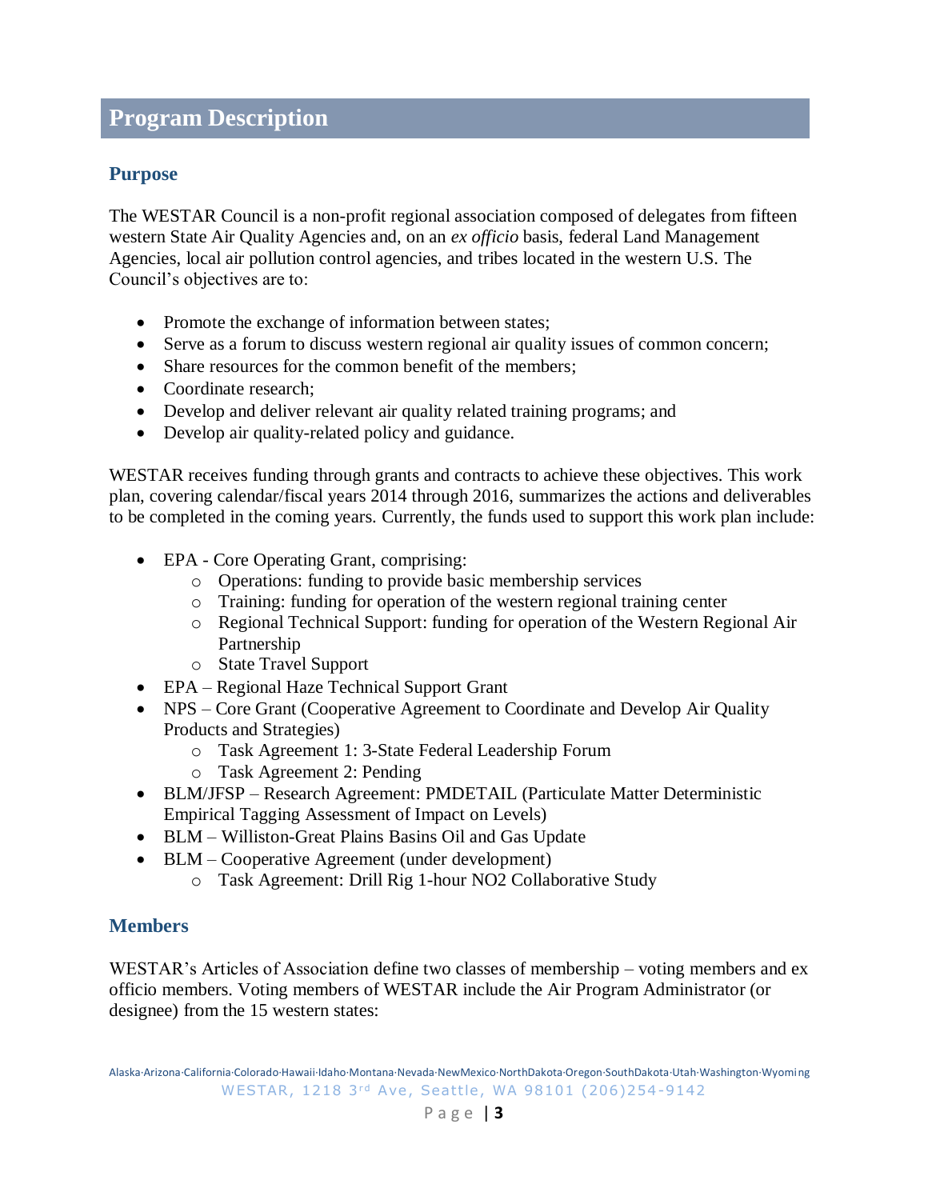# Program Description

## Purpose

The WESTAR Council is a non-profit regional association composed of delegates from fifteen western State Air Quality Agencies and, on an *ex officio* basis, federal Land Management Agencies, local air pollution control agencies, and tribes located in the western U.S. The Council's objectives are to:

- Promote the exchange of information between states;
- Serve as a forum to discuss western regional air quality issues of common concern;
- Share resources for the common benefit of the members;
- Coordinate research;
- Develop and deliver relevant air quality related training programs; and
- Develop air quality-related policy and guidance.

WESTAR receives funding through grants and contracts to achieve these objectives. This work plan, covering calendar/fiscal years 2014 through 2016, summarizes the actions and deliverables to be completed in the coming years. Currently, the funds used to support this work plan include:

- EPA - Core Operating Grant, comprising:
  - Operations: funding to provide basic membership services
  - Training: funding for operation of the western regional training center
  - Regional Technical Support: funding for operation of the Western Regional Air Partnership
  - State Travel Support
- EPA – Regional Haze Technical Support Grant
- NPS – Core Grant (Cooperative Agreement to Coordinate and Develop Air Quality Products and Strategies)
  - Task Agreement 1: 3-State Federal Leadership Forum
  - Task Agreement 2: Pending
- BLM/JFSP – Research Agreement: PMDETAIL (Particulate Matter Deterministic Empirical Tagging Assessment of Impact on Levels)
- BLM – Williston-Great Plains Basins Oil and Gas Update
- BLM – Cooperative Agreement (under development)
  - Task Agreement: Drill Rig 1-hour NO2 Collaborative Study

## Members

WESTAR's Articles of Association define two classes of membership – voting members and ex officio members. Voting members of WESTAR include the Air Program Administrator (or designee) from the 15 western states: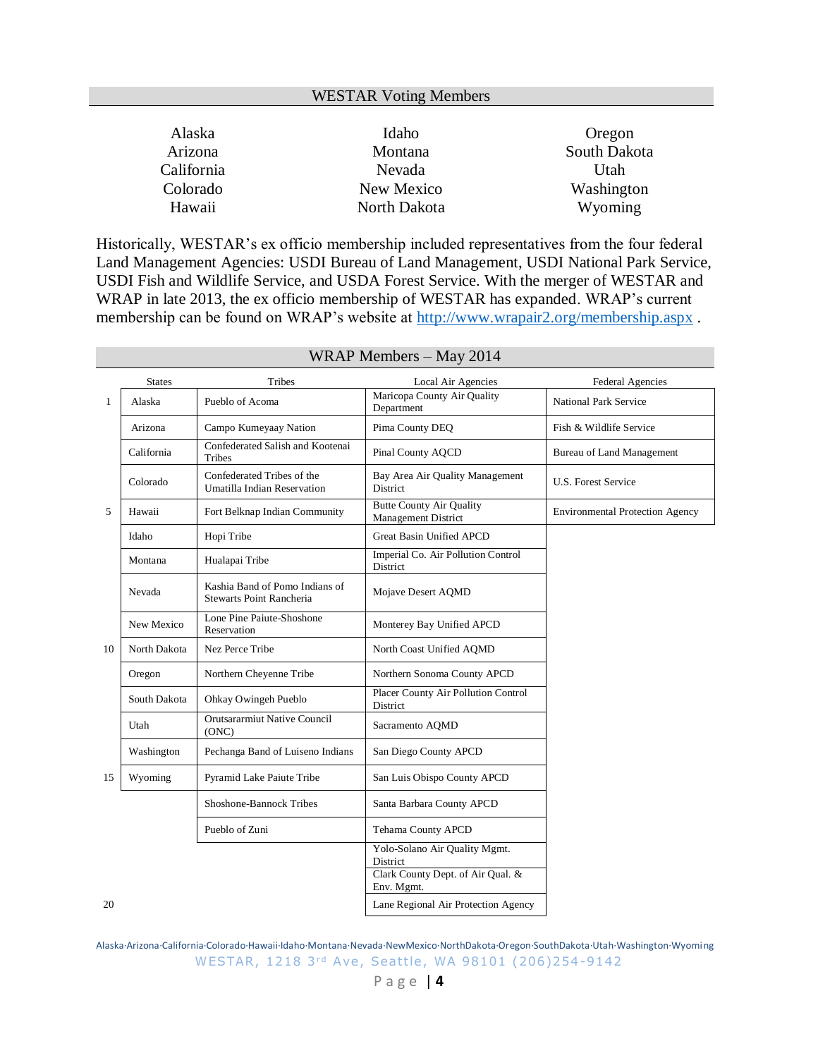## WESTAR Voting Members

| | | |
|---|---|---|
| Alaska | Idaho | Oregon |
| Arizona | Montana | South Dakota |
| California | Nevada | Utah |
| Colorado | New Mexico | Washington |
| Hawaii | North Dakota | Wyoming |

Historically, WESTAR's ex officio membership included representatives from the four federal Land Management Agencies: USDI Bureau of Land Management, USDI National Park Service, USDI Fish and Wildlife Service, and USDA Forest Service. With the merger of WESTAR and WRAP in late 2013, the ex officio membership of WESTAR has expanded. WRAP's current membership can be found on WRAP's website at http://www.wrapair2.org/membership.aspx .

## WRAP Members – May 2014

| | States | Tribes | Local Air Agencies | Federal Agencies |
|---|---|---|---|---|
| 1 | Alaska | Pueblo of Acoma | Maricopa County Air Quality Department | National Park Service |
| | Arizona | Campo Kumeyaay Nation | Pima County DEQ | Fish & Wildlife Service |
| | California | Confederated Salish and Kootenai Tribes | Pinal County AQCD | Bureau of Land Management |
| | Colorado | Confederated Tribes of the Umatilla Indian Reservation | Bay Area Air Quality Management District | U.S. Forest Service |
| 5 | Hawaii | Fort Belknap Indian Community | Butte County Air Quality Management District | Environmental Protection Agency |
| | Idaho | Hopi Tribe | Great Basin Unified APCD | |
| | Montana | Hualapai Tribe | Imperial Co. Air Pollution Control District | |
| | Nevada | Kashia Band of Pomo Indians of Stewarts Point Rancheria | Mojave Desert AQMD | |
| | New Mexico | Lone Pine Paiute-Shoshone Reservation | Monterey Bay Unified APCD | |
| 10 | North Dakota | Nez Perce Tribe | North Coast Unified AQMD | |
| | Oregon | Northern Cheyenne Tribe | Northern Sonoma County APCD | |
| | South Dakota | Ohkay Owingeh Pueblo | Placer County Air Pollution Control District | |
| | Utah | Orutsararmiut Native Council (ONC) | Sacramento AQMD | |
| | Washington | Pechanga Band of Luiseno Indians | San Diego County APCD | |
| 15 | Wyoming | Pyramid Lake Paiute Tribe | San Luis Obispo County APCD | |
| | | Shoshone-Bannock Tribes | Santa Barbara County APCD | |
| | | Pueblo of Zuni | Tehama County APCD | |
| | | | Yolo-Solano Air Quality Mgmt. District | |
| | | | Clark County Dept. of Air Qual. & Env. Mgmt. | |
| 20 | | | Lane Regional Air Protection Agency | |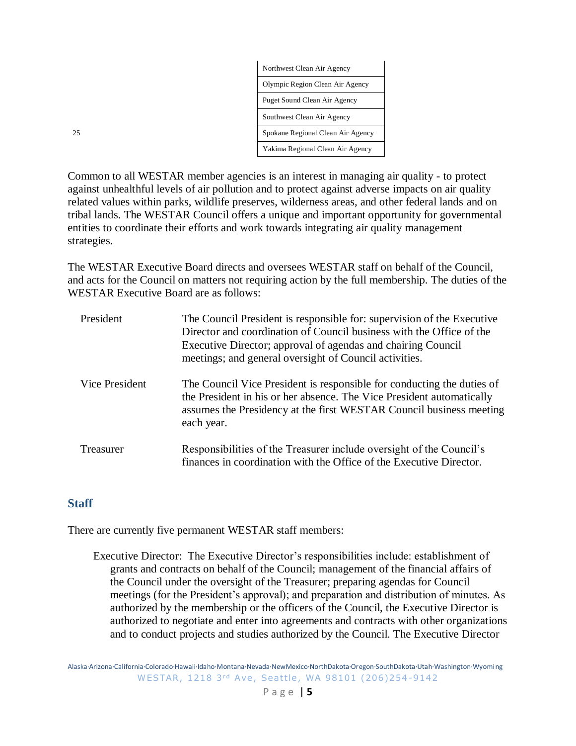| Northwest Clean Air Agency |
|---|
| Olympic Region Clean Air Agency |
| Puget Sound Clean Air Agency |
| Southwest Clean Air Agency |
| Spokane Regional Clean Air Agency |
| Yakima Regional Clean Air Agency |

Common to all WESTAR member agencies is an interest in managing air quality - to protect against unhealthful levels of air pollution and to protect against adverse impacts on air quality related values within parks, wildlife preserves, wilderness areas, and other federal lands and on tribal lands. The WESTAR Council offers a unique and important opportunity for governmental entities to coordinate their efforts and work towards integrating air quality management strategies.

The WESTAR Executive Board directs and oversees WESTAR staff on behalf of the Council, and acts for the Council on matters not requiring action by the full membership. The duties of the WESTAR Executive Board are as follows:

| | |
|---|---|
| President | The Council President is responsible for: supervision of the Executive Director and coordination of Council business with the Office of the Executive Director; approval of agendas and chairing Council meetings; and general oversight of Council activities. |
| Vice President | The Council Vice President is responsible for conducting the duties of the President in his or her absence. The Vice President automatically assumes the Presidency at the first WESTAR Council business meeting each year. |
| Treasurer | Responsibilities of the Treasurer include oversight of the Council's finances in coordination with the Office of the Executive Director. |

## Staff

There are currently five permanent WESTAR staff members:

Executive Director: The Executive Director's responsibilities include: establishment of grants and contracts on behalf of the Council; management of the financial affairs of the Council under the oversight of the Treasurer; preparing agendas for Council meetings (for the President's approval); and preparation and distribution of minutes. As authorized by the membership or the officers of the Council, the Executive Director is authorized to negotiate and enter into agreements and contracts with other organizations and to conduct projects and studies authorized by the Council. The Executive Director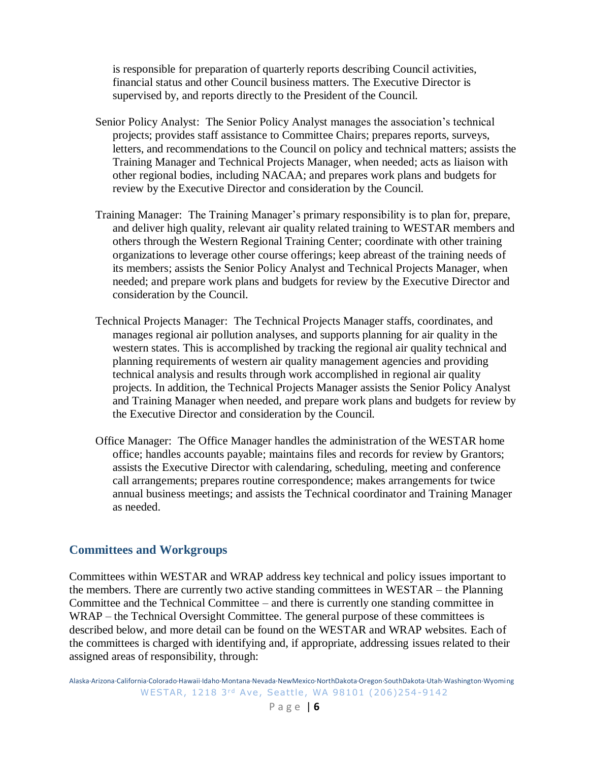is responsible for preparation of quarterly reports describing Council activities, financial status and other Council business matters. The Executive Director is supervised by, and reports directly to the President of the Council.

Senior Policy Analyst: The Senior Policy Analyst manages the association's technical projects; provides staff assistance to Committee Chairs; prepares reports, surveys, letters, and recommendations to the Council on policy and technical matters; assists the Training Manager and Technical Projects Manager, when needed; acts as liaison with other regional bodies, including NACAA; and prepares work plans and budgets for review by the Executive Director and consideration by the Council.

Training Manager: The Training Manager's primary responsibility is to plan for, prepare, and deliver high quality, relevant air quality related training to WESTAR members and others through the Western Regional Training Center; coordinate with other training organizations to leverage other course offerings; keep abreast of the training needs of its members; assists the Senior Policy Analyst and Technical Projects Manager, when needed; and prepare work plans and budgets for review by the Executive Director and consideration by the Council.

Technical Projects Manager: The Technical Projects Manager staffs, coordinates, and manages regional air pollution analyses, and supports planning for air quality in the western states. This is accomplished by tracking the regional air quality technical and planning requirements of western air quality management agencies and providing technical analysis and results through work accomplished in regional air quality projects. In addition, the Technical Projects Manager assists the Senior Policy Analyst and Training Manager when needed, and prepare work plans and budgets for review by the Executive Director and consideration by the Council.

Office Manager: The Office Manager handles the administration of the WESTAR home office; handles accounts payable; maintains files and records for review by Grantors; assists the Executive Director with calendaring, scheduling, meeting and conference call arrangements; prepares routine correspondence; makes arrangements for twice annual business meetings; and assists the Technical coordinator and Training Manager as needed.

## Committees and Workgroups

Committees within WESTAR and WRAP address key technical and policy issues important to the members. There are currently two active standing committees in WESTAR – the Planning Committee and the Technical Committee – and there is currently one standing committee in WRAP – the Technical Oversight Committee. The general purpose of these committees is described below, and more detail can be found on the WESTAR and WRAP websites. Each of the committees is charged with identifying and, if appropriate, addressing issues related to their assigned areas of responsibility, through: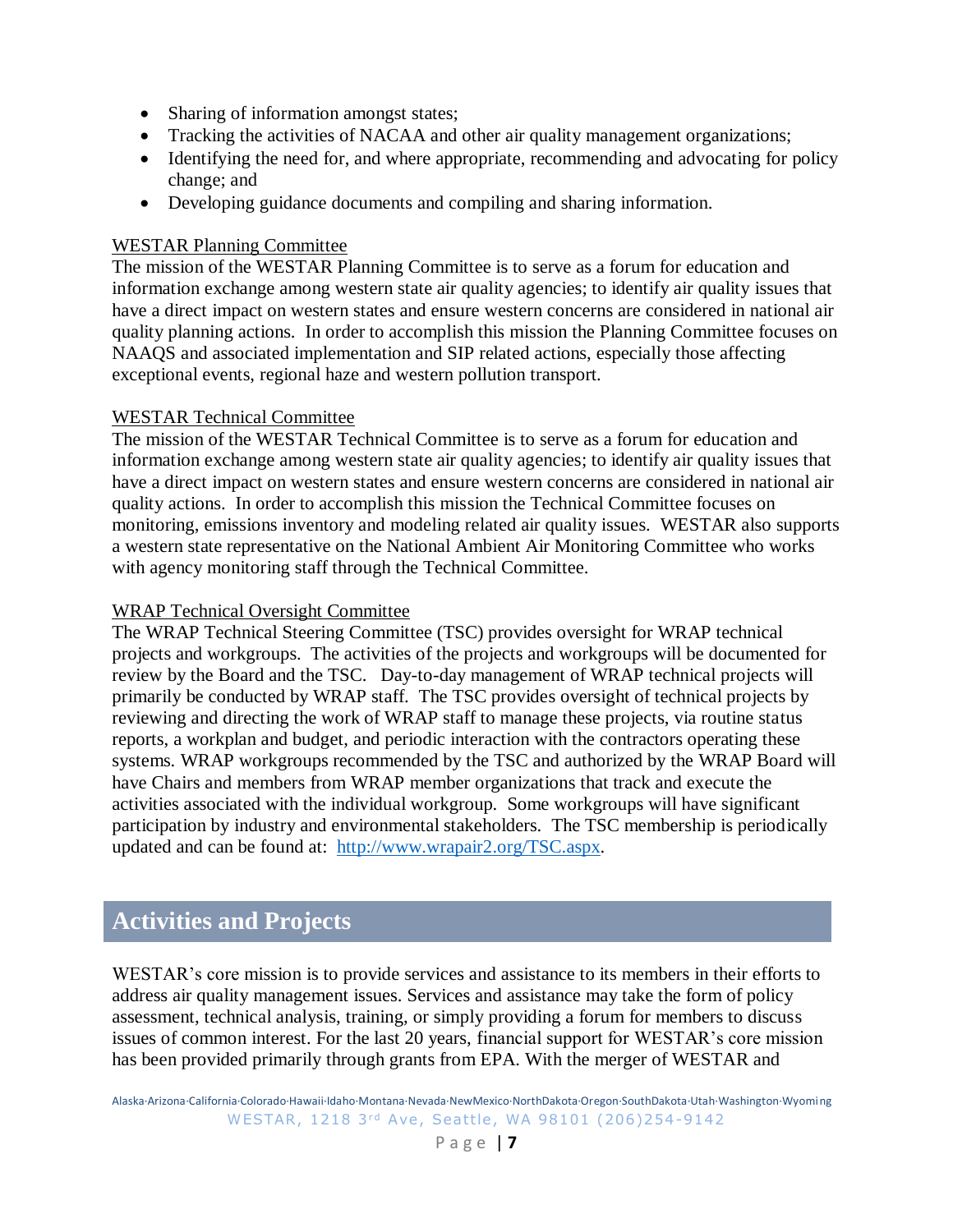- Sharing of information amongst states;
- Tracking the activities of NACAA and other air quality management organizations;
- Identifying the need for, and where appropriate, recommending and advocating for policy change; and
- Developing guidance documents and compiling and sharing information.

WESTAR Planning Committee

The mission of the WESTAR Planning Committee is to serve as a forum for education and information exchange among western state air quality agencies; to identify air quality issues that have a direct impact on western states and ensure western concerns are considered in national air quality planning actions. In order to accomplish this mission the Planning Committee focuses on NAAQS and associated implementation and SIP related actions, especially those affecting exceptional events, regional haze and western pollution transport.

WESTAR Technical Committee

The mission of the WESTAR Technical Committee is to serve as a forum for education and information exchange among western state air quality agencies; to identify air quality issues that have a direct impact on western states and ensure western concerns are considered in national air quality actions. In order to accomplish this mission the Technical Committee focuses on monitoring, emissions inventory and modeling related air quality issues. WESTAR also supports a western state representative on the National Ambient Air Monitoring Committee who works with agency monitoring staff through the Technical Committee.

WRAP Technical Oversight Committee

The WRAP Technical Steering Committee (TSC) provides oversight for WRAP technical projects and workgroups. The activities of the projects and workgroups will be documented for review by the Board and the TSC. Day-to-day management of WRAP technical projects will primarily be conducted by WRAP staff. The TSC provides oversight of technical projects by reviewing and directing the work of WRAP staff to manage these projects, via routine status reports, a workplan and budget, and periodic interaction with the contractors operating these systems. WRAP workgroups recommended by the TSC and authorized by the WRAP Board will have Chairs and members from WRAP member organizations that track and execute the activities associated with the individual workgroup. Some workgroups will have significant participation by industry and environmental stakeholders. The TSC membership is periodically updated and can be found at: http://www.wrapair2.org/TSC.aspx.

## Activities and Projects

WESTAR's core mission is to provide services and assistance to its members in their efforts to address air quality management issues. Services and assistance may take the form of policy assessment, technical analysis, training, or simply providing a forum for members to discuss issues of common interest. For the last 20 years, financial support for WESTAR's core mission has been provided primarily through grants from EPA. With the merger of WESTAR and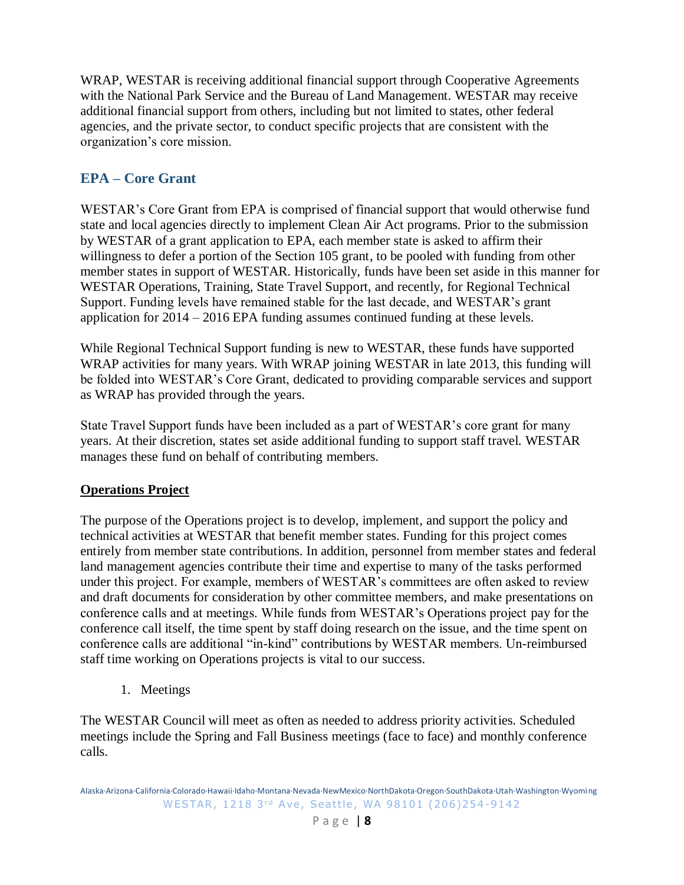WRAP, WESTAR is receiving additional financial support through Cooperative Agreements with the National Park Service and the Bureau of Land Management. WESTAR may receive additional financial support from others, including but not limited to states, other federal agencies, and the private sector, to conduct specific projects that are consistent with the organization's core mission.

## EPA – Core Grant

WESTAR's Core Grant from EPA is comprised of financial support that would otherwise fund state and local agencies directly to implement Clean Air Act programs. Prior to the submission by WESTAR of a grant application to EPA, each member state is asked to affirm their willingness to defer a portion of the Section 105 grant, to be pooled with funding from other member states in support of WESTAR. Historically, funds have been set aside in this manner for WESTAR Operations, Training, State Travel Support, and recently, for Regional Technical Support. Funding levels have remained stable for the last decade, and WESTAR's grant application for 2014 – 2016 EPA funding assumes continued funding at these levels.

While Regional Technical Support funding is new to WESTAR, these funds have supported WRAP activities for many years. With WRAP joining WESTAR in late 2013, this funding will be folded into WESTAR's Core Grant, dedicated to providing comparable services and support as WRAP has provided through the years.

State Travel Support funds have been included as a part of WESTAR's core grant for many years. At their discretion, states set aside additional funding to support staff travel. WESTAR manages these fund on behalf of contributing members.

### Operations Project

The purpose of the Operations project is to develop, implement, and support the policy and technical activities at WESTAR that benefit member states. Funding for this project comes entirely from member state contributions. In addition, personnel from member states and federal land management agencies contribute their time and expertise to many of the tasks performed under this project. For example, members of WESTAR's committees are often asked to review and draft documents for consideration by other committee members, and make presentations on conference calls and at meetings. While funds from WESTAR's Operations project pay for the conference call itself, the time spent by staff doing research on the issue, and the time spent on conference calls are additional "in-kind" contributions by WESTAR members. Un-reimbursed staff time working on Operations projects is vital to our success.

1. Meetings

The WESTAR Council will meet as often as needed to address priority activities. Scheduled meetings include the Spring and Fall Business meetings (face to face) and monthly conference calls.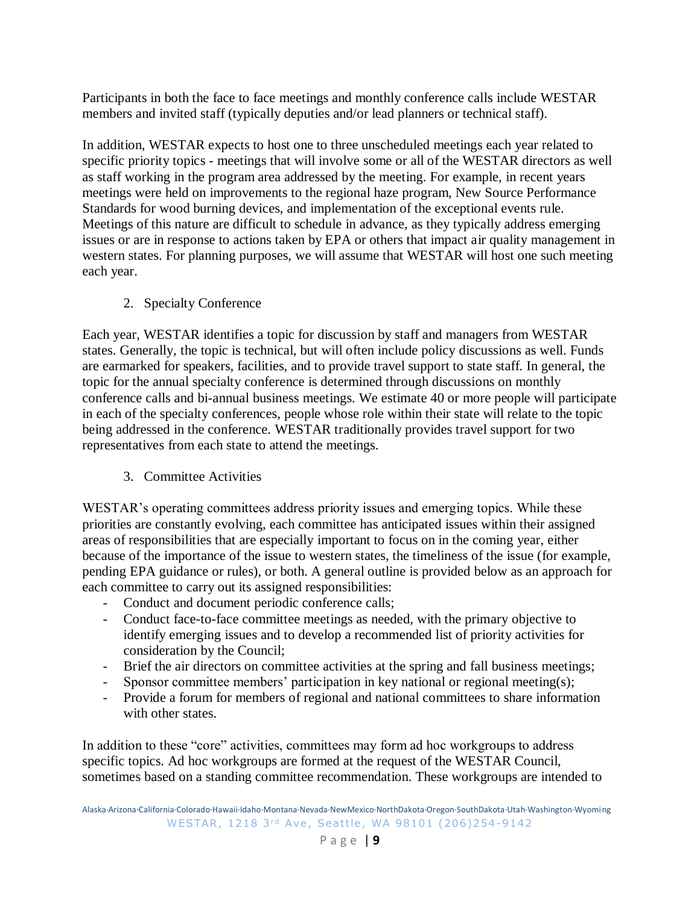Participants in both the face to face meetings and monthly conference calls include WESTAR members and invited staff (typically deputies and/or lead planners or technical staff).

In addition, WESTAR expects to host one to three unscheduled meetings each year related to specific priority topics - meetings that will involve some or all of the WESTAR directors as well as staff working in the program area addressed by the meeting. For example, in recent years meetings were held on improvements to the regional haze program, New Source Performance Standards for wood burning devices, and implementation of the exceptional events rule. Meetings of this nature are difficult to schedule in advance, as they typically address emerging issues or are in response to actions taken by EPA or others that impact air quality management in western states. For planning purposes, we will assume that WESTAR will host one such meeting each year.

2. Specialty Conference

Each year, WESTAR identifies a topic for discussion by staff and managers from WESTAR states. Generally, the topic is technical, but will often include policy discussions as well. Funds are earmarked for speakers, facilities, and to provide travel support to state staff. In general, the topic for the annual specialty conference is determined through discussions on monthly conference calls and bi-annual business meetings. We estimate 40 or more people will participate in each of the specialty conferences, people whose role within their state will relate to the topic being addressed in the conference. WESTAR traditionally provides travel support for two representatives from each state to attend the meetings.

3. Committee Activities

WESTAR's operating committees address priority issues and emerging topics. While these priorities are constantly evolving, each committee has anticipated issues within their assigned areas of responsibilities that are especially important to focus on in the coming year, either because of the importance of the issue to western states, the timeliness of the issue (for example, pending EPA guidance or rules), or both. A general outline is provided below as an approach for each committee to carry out its assigned responsibilities:

- Conduct and document periodic conference calls;
- Conduct face-to-face committee meetings as needed, with the primary objective to identify emerging issues and to develop a recommended list of priority activities for consideration by the Council;
- Brief the air directors on committee activities at the spring and fall business meetings;
- Sponsor committee members' participation in key national or regional meeting(s);
- Provide a forum for members of regional and national committees to share information with other states.

In addition to these "core" activities, committees may form ad hoc workgroups to address specific topics. Ad hoc workgroups are formed at the request of the WESTAR Council, sometimes based on a standing committee recommendation. These workgroups are intended to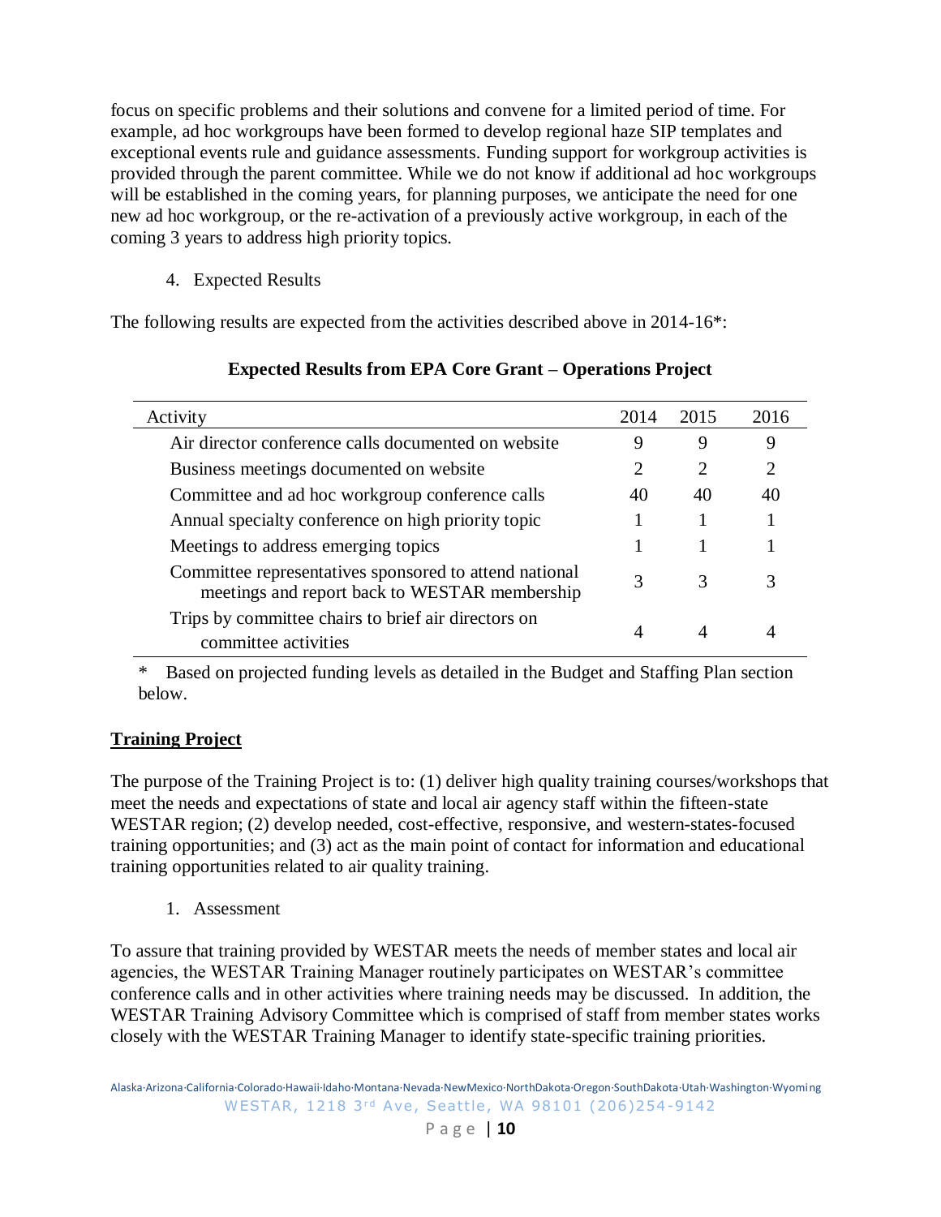focus on specific problems and their solutions and convene for a limited period of time. For example, ad hoc workgroups have been formed to develop regional haze SIP templates and exceptional events rule and guidance assessments. Funding support for workgroup activities is provided through the parent committee. While we do not know if additional ad hoc workgroups will be established in the coming years, for planning purposes, we anticipate the need for one new ad hoc workgroup, or the re-activation of a previously active workgroup, in each of the coming 3 years to address high priority topics.

4. Expected Results

The following results are expected from the activities described above in 2014-16*:

**Expected Results from EPA Core Grant – Operations Project**

| Activity | 2014 | 2015 | 2016 |
|---|---|---|---|
| Air director conference calls documented on website | 9 | 9 | 9 |
| Business meetings documented on website | 2 | 2 | 2 |
| Committee and ad hoc workgroup conference calls | 40 | 40 | 40 |
| Annual specialty conference on high priority topic | 1 | 1 | 1 |
| Meetings to address emerging topics | 1 | 1 | 1 |
| Committee representatives sponsored to attend national meetings and report back to WESTAR membership | 3 | 3 | 3 |
| Trips by committee chairs to brief air directors on committee activities | 4 | 4 | 4 |

\* Based on projected funding levels as detailed in the Budget and Staffing Plan section below.

## Training Project

The purpose of the Training Project is to: (1) deliver high quality training courses/workshops that meet the needs and expectations of state and local air agency staff within the fifteen-state WESTAR region; (2) develop needed, cost-effective, responsive, and western-states-focused training opportunities; and (3) act as the main point of contact for information and educational training opportunities related to air quality training.

1. Assessment

To assure that training provided by WESTAR meets the needs of member states and local air agencies, the WESTAR Training Manager routinely participates on WESTAR's committee conference calls and in other activities where training needs may be discussed. In addition, the WESTAR Training Advisory Committee which is comprised of staff from member states works closely with the WESTAR Training Manager to identify state-specific training priorities.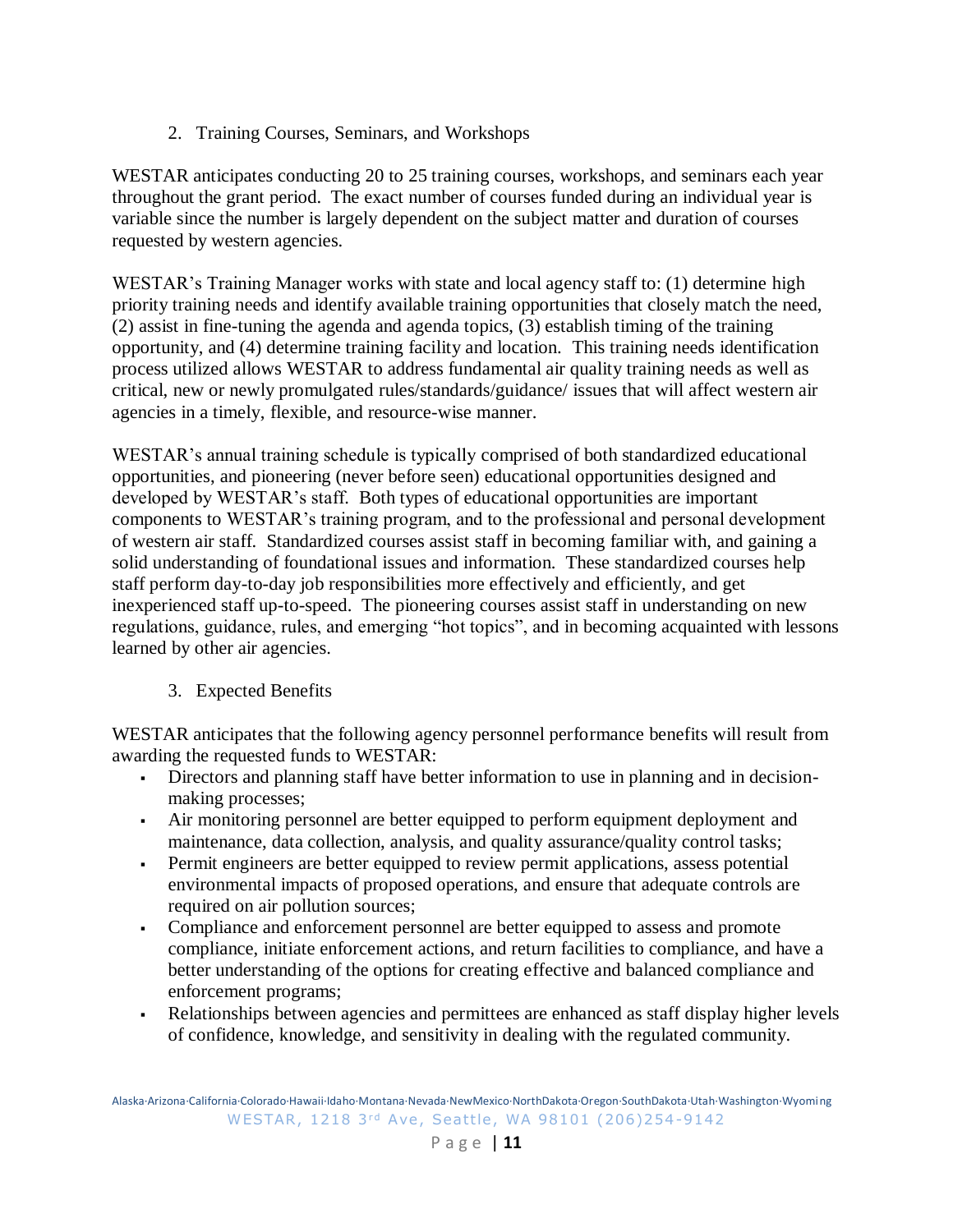2. Training Courses, Seminars, and Workshops

WESTAR anticipates conducting 20 to 25 training courses, workshops, and seminars each year throughout the grant period. The exact number of courses funded during an individual year is variable since the number is largely dependent on the subject matter and duration of courses requested by western agencies.

WESTAR's Training Manager works with state and local agency staff to: (1) determine high priority training needs and identify available training opportunities that closely match the need, (2) assist in fine-tuning the agenda and agenda topics, (3) establish timing of the training opportunity, and (4) determine training facility and location. This training needs identification process utilized allows WESTAR to address fundamental air quality training needs as well as critical, new or newly promulgated rules/standards/guidance/ issues that will affect western air agencies in a timely, flexible, and resource-wise manner.

WESTAR's annual training schedule is typically comprised of both standardized educational opportunities, and pioneering (never before seen) educational opportunities designed and developed by WESTAR's staff. Both types of educational opportunities are important components to WESTAR's training program, and to the professional and personal development of western air staff. Standardized courses assist staff in becoming familiar with, and gaining a solid understanding of foundational issues and information. These standardized courses help staff perform day-to-day job responsibilities more effectively and efficiently, and get inexperienced staff up-to-speed. The pioneering courses assist staff in understanding on new regulations, guidance, rules, and emerging "hot topics", and in becoming acquainted with lessons learned by other air agencies.

3. Expected Benefits

WESTAR anticipates that the following agency personnel performance benefits will result from awarding the requested funds to WESTAR:

- Directors and planning staff have better information to use in planning and in decision-making processes;
- Air monitoring personnel are better equipped to perform equipment deployment and maintenance, data collection, analysis, and quality assurance/quality control tasks;
- Permit engineers are better equipped to review permit applications, assess potential environmental impacts of proposed operations, and ensure that adequate controls are required on air pollution sources;
- Compliance and enforcement personnel are better equipped to assess and promote compliance, initiate enforcement actions, and return facilities to compliance, and have a better understanding of the options for creating effective and balanced compliance and enforcement programs;
- Relationships between agencies and permittees are enhanced as staff display higher levels of confidence, knowledge, and sensitivity in dealing with the regulated community.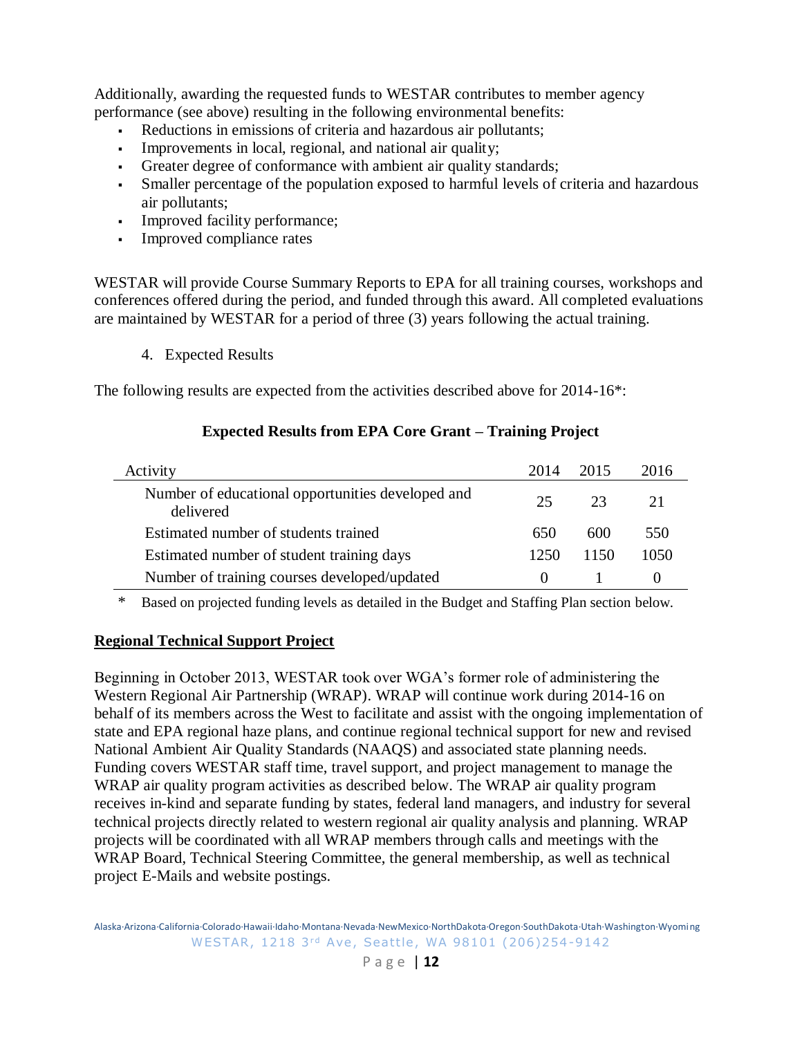Additionally, awarding the requested funds to WESTAR contributes to member agency performance (see above) resulting in the following environmental benefits:

- Reductions in emissions of criteria and hazardous air pollutants;
- Improvements in local, regional, and national air quality;
- Greater degree of conformance with ambient air quality standards;
- Smaller percentage of the population exposed to harmful levels of criteria and hazardous air pollutants;
- Improved facility performance;
- Improved compliance rates

WESTAR will provide Course Summary Reports to EPA for all training courses, workshops and conferences offered during the period, and funded through this award. All completed evaluations are maintained by WESTAR for a period of three (3) years following the actual training.

4. Expected Results

The following results are expected from the activities described above for 2014-16*:

**Expected Results from EPA Core Grant – Training Project**

| Activity | 2014 | 2015 | 2016 |
|---|---|---|---|
| Number of educational opportunities developed and delivered | 25 | 23 | 21 |
| Estimated number of students trained | 650 | 600 | 550 |
| Estimated number of student training days | 1250 | 1150 | 1050 |
| Number of training courses developed/updated | 0 | 1 | 0 |

\* Based on projected funding levels as detailed in the Budget and Staffing Plan section below.

## Regional Technical Support Project

Beginning in October 2013, WESTAR took over WGA's former role of administering the Western Regional Air Partnership (WRAP). WRAP will continue work during 2014-16 on behalf of its members across the West to facilitate and assist with the ongoing implementation of state and EPA regional haze plans, and continue regional technical support for new and revised National Ambient Air Quality Standards (NAAQS) and associated state planning needs. Funding covers WESTAR staff time, travel support, and project management to manage the WRAP air quality program activities as described below. The WRAP air quality program receives in-kind and separate funding by states, federal land managers, and industry for several technical projects directly related to western regional air quality analysis and planning. WRAP projects will be coordinated with all WRAP members through calls and meetings with the WRAP Board, Technical Steering Committee, the general membership, as well as technical project E-Mails and website postings.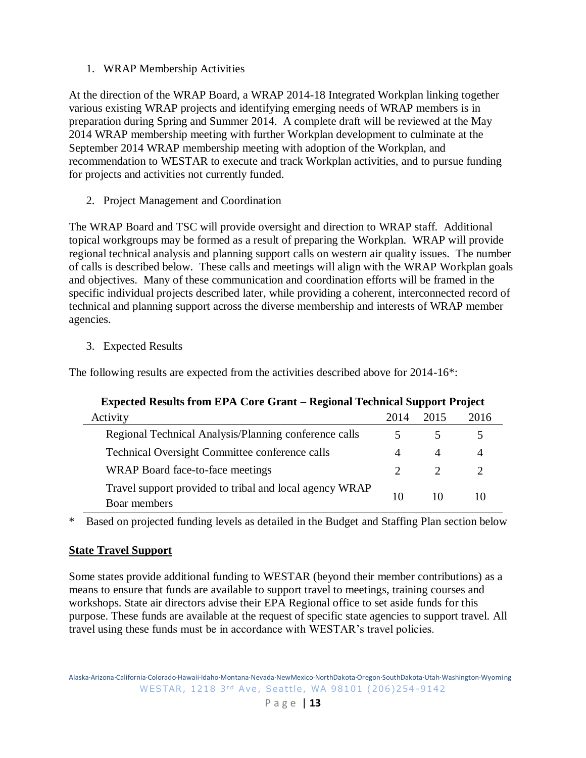1. WRAP Membership Activities

At the direction of the WRAP Board, a WRAP 2014-18 Integrated Workplan linking together various existing WRAP projects and identifying emerging needs of WRAP members is in preparation during Spring and Summer 2014. A complete draft will be reviewed at the May 2014 WRAP membership meeting with further Workplan development to culminate at the September 2014 WRAP membership meeting with adoption of the Workplan, and recommendation to WESTAR to execute and track Workplan activities, and to pursue funding for projects and activities not currently funded.

2. Project Management and Coordination

The WRAP Board and TSC will provide oversight and direction to WRAP staff. Additional topical workgroups may be formed as a result of preparing the Workplan. WRAP will provide regional technical analysis and planning support calls on western air quality issues. The number of calls is described below. These calls and meetings will align with the WRAP Workplan goals and objectives. Many of these communication and coordination efforts will be framed in the specific individual projects described later, while providing a coherent, interconnected record of technical and planning support across the diverse membership and interests of WRAP member agencies.

3. Expected Results

The following results are expected from the activities described above for 2014-16*:

**Expected Results from EPA Core Grant – Regional Technical Support Project**

| Activity | 2014 | 2015 | 2016 |
|---|---|---|---|
| Regional Technical Analysis/Planning conference calls | 5 | 5 | 5 |
| Technical Oversight Committee conference calls | 4 | 4 | 4 |
| WRAP Board face-to-face meetings | 2 | 2 | 2 |
| Travel support provided to tribal and local agency WRAP Boar members | 10 | 10 | 10 |

\* Based on projected funding levels as detailed in the Budget and Staffing Plan section below

**State Travel Support**

Some states provide additional funding to WESTAR (beyond their member contributions) as a means to ensure that funds are available to support travel to meetings, training courses and workshops. State air directors advise their EPA Regional office to set aside funds for this purpose. These funds are available at the request of specific state agencies to support travel. All travel using these funds must be in accordance with WESTAR's travel policies.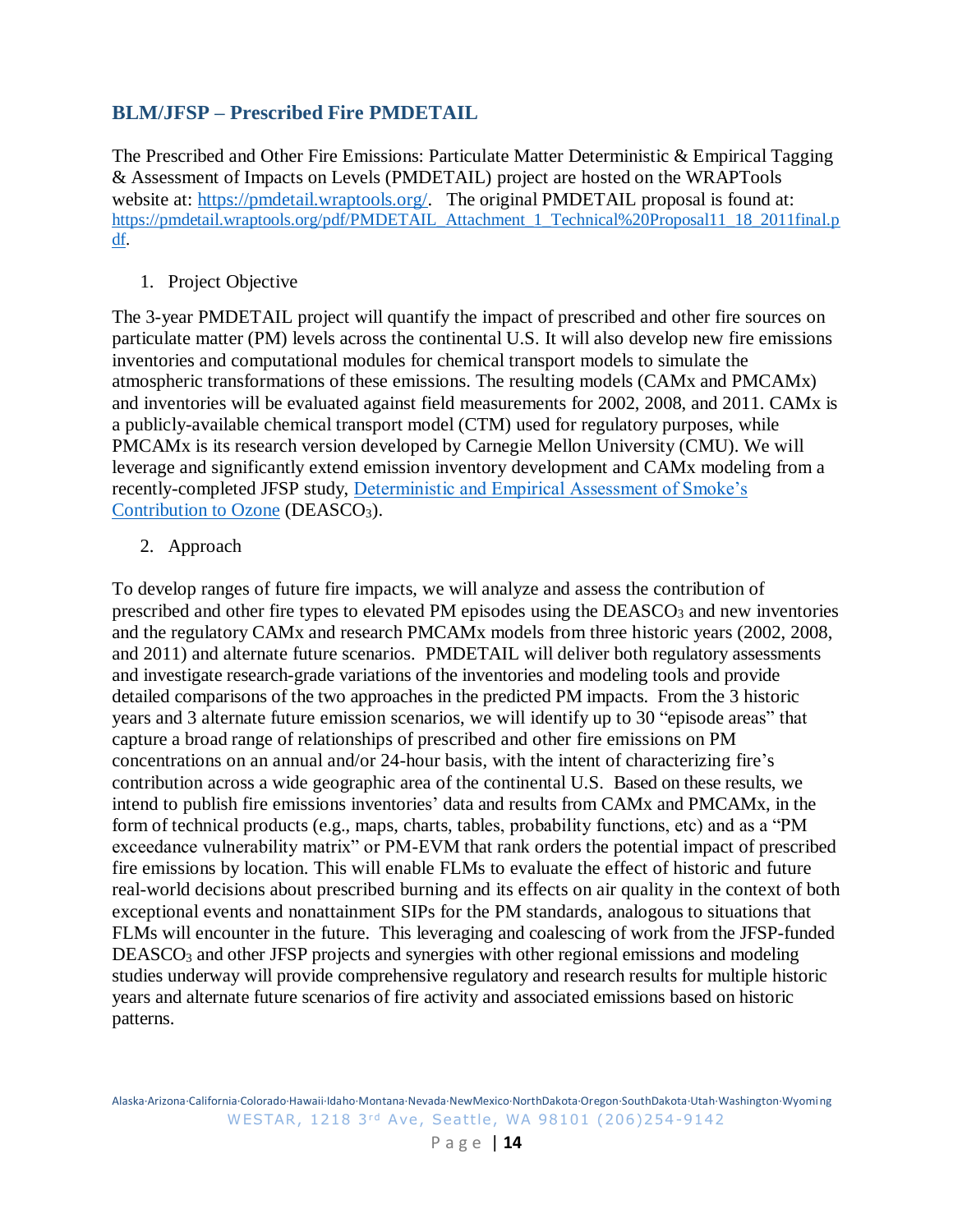## BLM/JFSP – Prescribed Fire PMDETAIL

The Prescribed and Other Fire Emissions: Particulate Matter Deterministic & Empirical Tagging & Assessment of Impacts on Levels (PMDETAIL) project are hosted on the WRAPTools website at: https://pmdetail.wraptools.org/. The original PMDETAIL proposal is found at: https://pmdetail.wraptools.org/pdf/PMDETAIL_Attachment_1_Technical%20Proposal11_18_2011final.pdf.

1. Project Objective

The 3-year PMDETAIL project will quantify the impact of prescribed and other fire sources on particulate matter (PM) levels across the continental U.S. It will also develop new fire emissions inventories and computational modules for chemical transport models to simulate the atmospheric transformations of these emissions. The resulting models (CAMx and PMCAMx) and inventories will be evaluated against field measurements for 2002, 2008, and 2011. CAMx is a publicly-available chemical transport model (CTM) used for regulatory purposes, while PMCAMx is its research version developed by Carnegie Mellon University (CMU). We will leverage and significantly extend emission inventory development and CAMx modeling from a recently-completed JFSP study, Deterministic and Empirical Assessment of Smoke's Contribution to Ozone ($DEASCO_3$).

2. Approach

To develop ranges of future fire impacts, we will analyze and assess the contribution of prescribed and other fire types to elevated PM episodes using the $DEASCO_3$ and new inventories and the regulatory CAMx and research PMCAMx models from three historic years (2002, 2008, and 2011) and alternate future scenarios. PMDETAIL will deliver both regulatory assessments and investigate research-grade variations of the inventories and modeling tools and provide detailed comparisons of the two approaches in the predicted PM impacts. From the 3 historic years and 3 alternate future emission scenarios, we will identify up to 30 "episode areas" that capture a broad range of relationships of prescribed and other fire emissions on PM concentrations on an annual and/or 24-hour basis, with the intent of characterizing fire's contribution across a wide geographic area of the continental U.S. Based on these results, we intend to publish fire emissions inventories' data and results from CAMx and PMCAMx, in the form of technical products (e.g., maps, charts, tables, probability functions, etc) and as a "PM exceedance vulnerability matrix" or PM-EVM that rank orders the potential impact of prescribed fire emissions by location. This will enable FLMs to evaluate the effect of historic and future real-world decisions about prescribed burning and its effects on air quality in the context of both exceptional events and nonattainment SIPs for the PM standards, analogous to situations that FLMs will encounter in the future. This leveraging and coalescing of work from the JFSP-funded $DEASCO_3$ and other JFSP projects and synergies with other regional emissions and modeling studies underway will provide comprehensive regulatory and research results for multiple historic years and alternate future scenarios of fire activity and associated emissions based on historic patterns.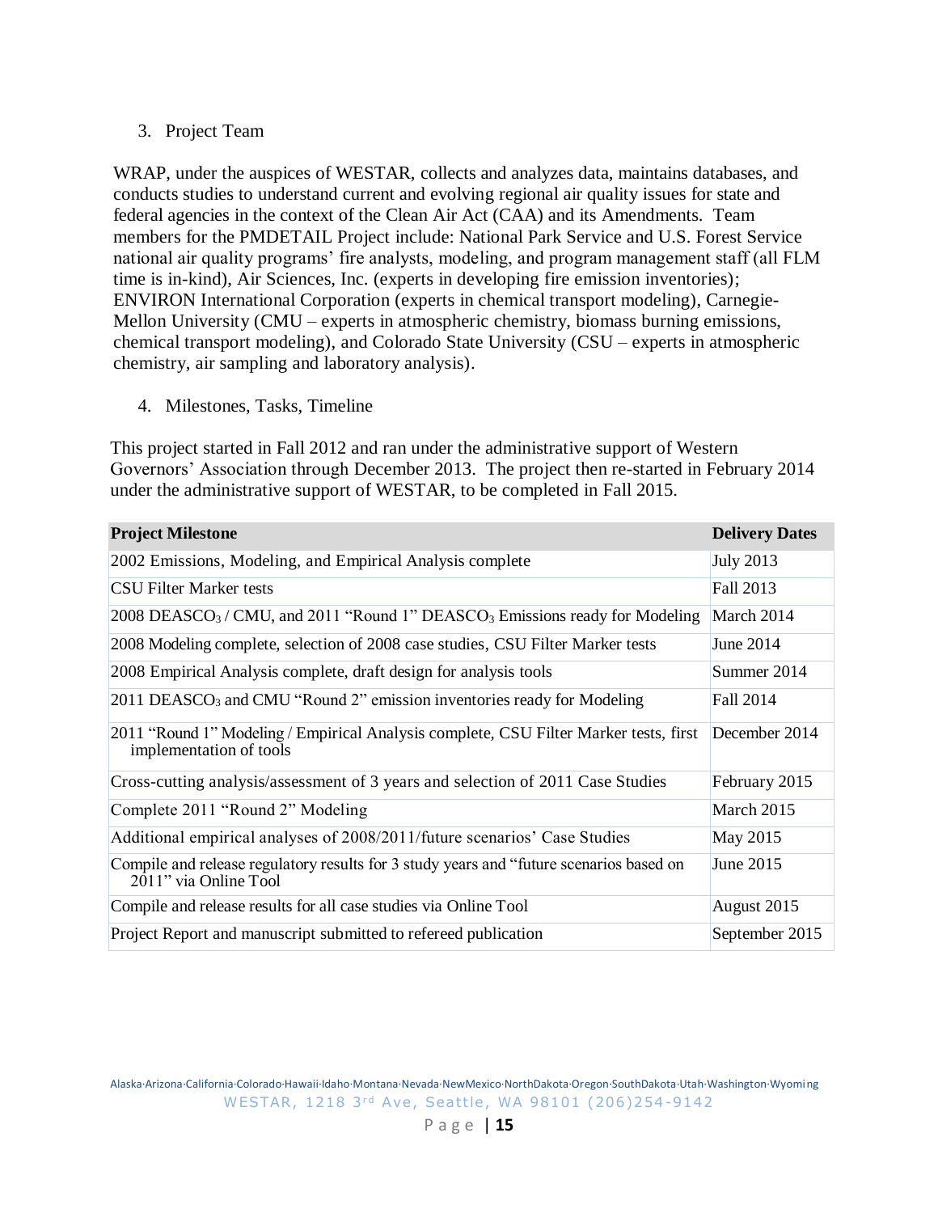3. Project Team

WRAP, under the auspices of WESTAR, collects and analyzes data, maintains databases, and conducts studies to understand current and evolving regional air quality issues for state and federal agencies in the context of the Clean Air Act (CAA) and its Amendments. Team members for the PMDETAIL Project include: National Park Service and U.S. Forest Service national air quality programs' fire analysts, modeling, and program management staff (all FLM time is in-kind), Air Sciences, Inc. (experts in developing fire emission inventories); ENVIRON International Corporation (experts in chemical transport modeling), Carnegie-Mellon University (CMU – experts in atmospheric chemistry, biomass burning emissions, chemical transport modeling), and Colorado State University (CSU – experts in atmospheric chemistry, air sampling and laboratory analysis).

4. Milestones, Tasks, Timeline

This project started in Fall 2012 and ran under the administrative support of Western Governors' Association through December 2013. The project then re-started in February 2014 under the administrative support of WESTAR, to be completed in Fall 2015.

| Project Milestone | Delivery Dates |
|---|---|
| 2002 Emissions, Modeling, and Empirical Analysis complete | July 2013 |
| CSU Filter Marker tests | Fall 2013 |
| 2008 DEASCO$_3$ / CMU, and 2011 "Round 1" DEASCO$_3$ Emissions ready for Modeling | March 2014 |
| 2008 Modeling complete, selection of 2008 case studies, CSU Filter Marker tests | June 2014 |
| 2008 Empirical Analysis complete, draft design for analysis tools | Summer 2014 |
| 2011 DEASCO$_3$ and CMU "Round 2" emission inventories ready for Modeling | Fall 2014 |
| 2011 "Round 1" Modeling / Empirical Analysis complete, CSU Filter Marker tests, first implementation of tools | December 2014 |
| Cross-cutting analysis/assessment of 3 years and selection of 2011 Case Studies | February 2015 |
| Complete 2011 "Round 2" Modeling | March 2015 |
| Additional empirical analyses of 2008/2011/future scenarios' Case Studies | May 2015 |
| Compile and release regulatory results for 3 study years and "future scenarios based on 2011" via Online Tool | June 2015 |
| Compile and release results for all case studies via Online Tool | August 2015 |
| Project Report and manuscript submitted to refereed publication | September 2015 |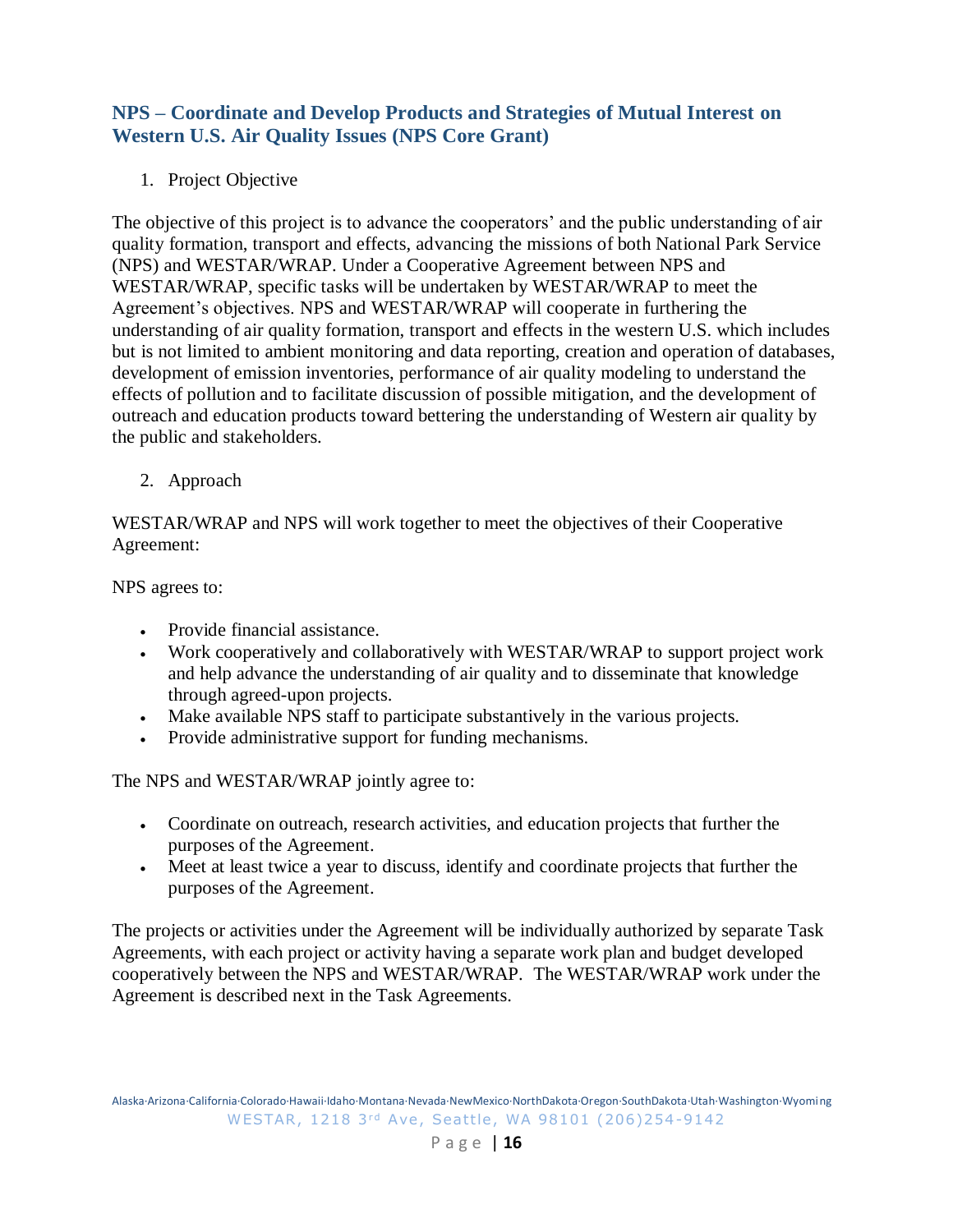## NPS – Coordinate and Develop Products and Strategies of Mutual Interest on Western U.S. Air Quality Issues (NPS Core Grant)

1. Project Objective

The objective of this project is to advance the cooperators' and the public understanding of air quality formation, transport and effects, advancing the missions of both National Park Service (NPS) and WESTAR/WRAP. Under a Cooperative Agreement between NPS and WESTAR/WRAP, specific tasks will be undertaken by WESTAR/WRAP to meet the Agreement's objectives. NPS and WESTAR/WRAP will cooperate in furthering the understanding of air quality formation, transport and effects in the western U.S. which includes but is not limited to ambient monitoring and data reporting, creation and operation of databases, development of emission inventories, performance of air quality modeling to understand the effects of pollution and to facilitate discussion of possible mitigation, and the development of outreach and education products toward bettering the understanding of Western air quality by the public and stakeholders.

2. Approach

WESTAR/WRAP and NPS will work together to meet the objectives of their Cooperative Agreement:

NPS agrees to:

- Provide financial assistance.
- Work cooperatively and collaboratively with WESTAR/WRAP to support project work and help advance the understanding of air quality and to disseminate that knowledge through agreed-upon projects.
- Make available NPS staff to participate substantively in the various projects.
- Provide administrative support for funding mechanisms.

The NPS and WESTAR/WRAP jointly agree to:

- Coordinate on outreach, research activities, and education projects that further the purposes of the Agreement.
- Meet at least twice a year to discuss, identify and coordinate projects that further the purposes of the Agreement.

The projects or activities under the Agreement will be individually authorized by separate Task Agreements, with each project or activity having a separate work plan and budget developed cooperatively between the NPS and WESTAR/WRAP. The WESTAR/WRAP work under the Agreement is described next in the Task Agreements.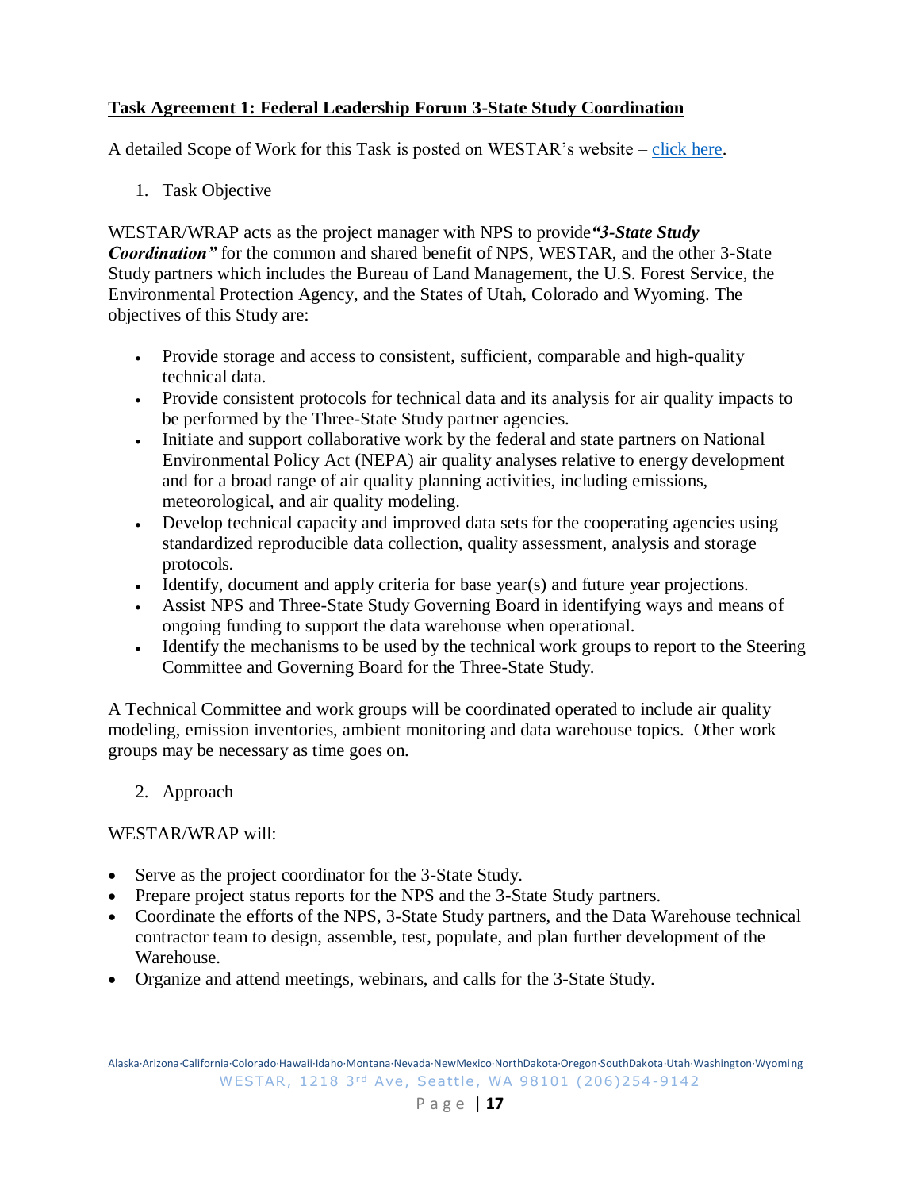**Task Agreement 1: Federal Leadership Forum 3-State Study Coordination**

A detailed Scope of Work for this Task is posted on WESTAR's website – [click here](#).

1. Task Objective

WESTAR/WRAP acts as the project manager with NPS to provide ***"3-State Study Coordination"*** for the common and shared benefit of NPS, WESTAR, and the other 3-State Study partners which includes the Bureau of Land Management, the U.S. Forest Service, the Environmental Protection Agency, and the States of Utah, Colorado and Wyoming. The objectives of this Study are:

- Provide storage and access to consistent, sufficient, comparable and high-quality technical data.
- Provide consistent protocols for technical data and its analysis for air quality impacts to be performed by the Three-State Study partner agencies.
- Initiate and support collaborative work by the federal and state partners on National Environmental Policy Act (NEPA) air quality analyses relative to energy development and for a broad range of air quality planning activities, including emissions, meteorological, and air quality modeling.
- Develop technical capacity and improved data sets for the cooperating agencies using standardized reproducible data collection, quality assessment, analysis and storage protocols.
- Identify, document and apply criteria for base year(s) and future year projections.
- Assist NPS and Three-State Study Governing Board in identifying ways and means of ongoing funding to support the data warehouse when operational.
- Identify the mechanisms to be used by the technical work groups to report to the Steering Committee and Governing Board for the Three-State Study.

A Technical Committee and work groups will be coordinated operated to include air quality modeling, emission inventories, ambient monitoring and data warehouse topics. Other work groups may be necessary as time goes on.

2. Approach

WESTAR/WRAP will:

- Serve as the project coordinator for the 3-State Study.
- Prepare project status reports for the NPS and the 3-State Study partners.
- Coordinate the efforts of the NPS, 3-State Study partners, and the Data Warehouse technical contractor team to design, assemble, test, populate, and plan further development of the Warehouse.
- Organize and attend meetings, webinars, and calls for the 3-State Study.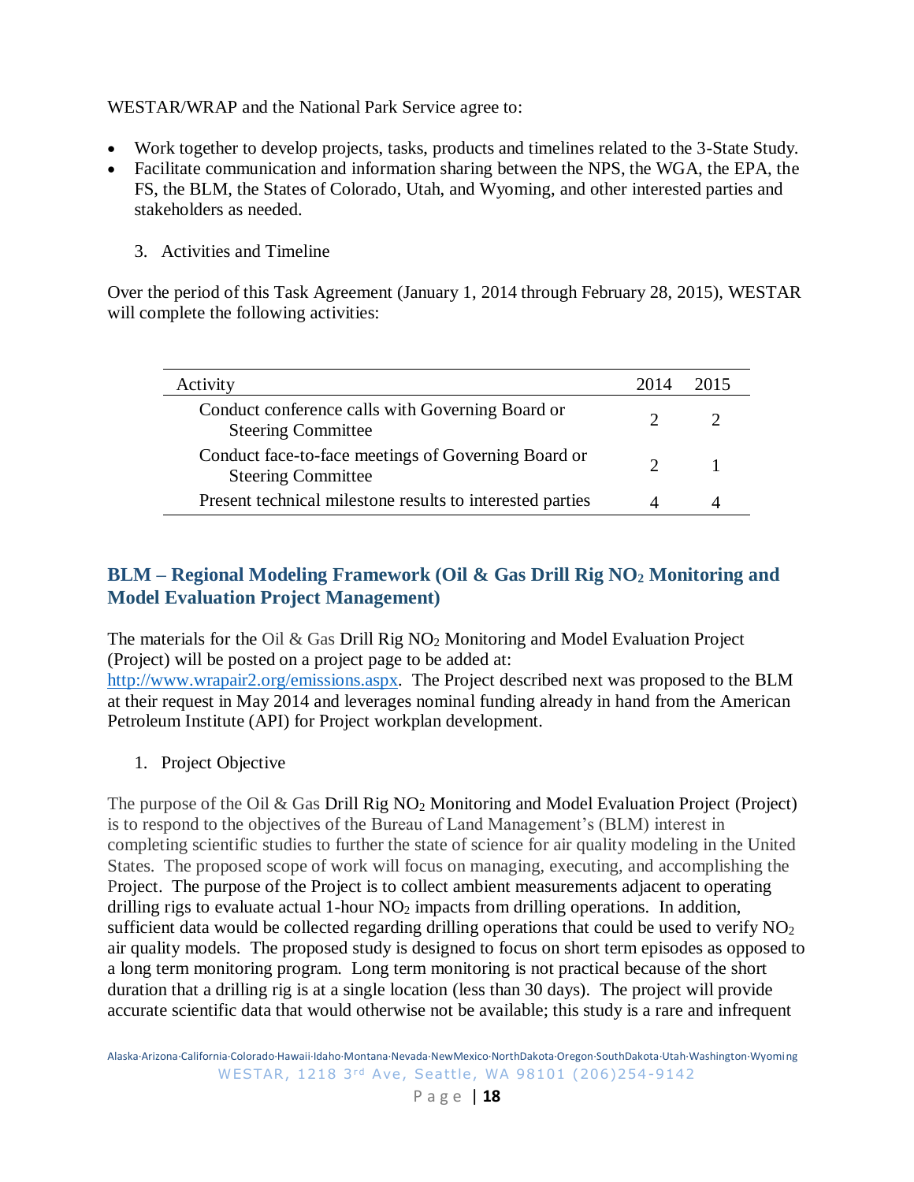WESTAR/WRAP and the National Park Service agree to:

- Work together to develop projects, tasks, products and timelines related to the 3-State Study.
- Facilitate communication and information sharing between the NPS, the WGA, the EPA, the FS, the BLM, the States of Colorado, Utah, and Wyoming, and other interested parties and stakeholders as needed.

3. Activities and Timeline

Over the period of this Task Agreement (January 1, 2014 through February 28, 2015), WESTAR will complete the following activities:

| Activity | 2014 | 2015 |
|---|---|---|
| Conduct conference calls with Governing Board or Steering Committee | 2 | 2 |
| Conduct face-to-face meetings of Governing Board or Steering Committee | 2 | 1 |
| Present technical milestone results to interested parties | 4 | 4 |

## BLM – Regional Modeling Framework (Oil & Gas Drill Rig $NO_2$ Monitoring and Model Evaluation Project Management)

The materials for the Oil & Gas Drill Rig $NO_2$ Monitoring and Model Evaluation Project (Project) will be posted on a project page to be added at: http://www.wrapair2.org/emissions.aspx. The Project described next was proposed to the BLM at their request in May 2014 and leverages nominal funding already in hand from the American Petroleum Institute (API) for Project workplan development.

1. Project Objective

The purpose of the Oil & Gas Drill Rig $NO_2$ Monitoring and Model Evaluation Project (Project) is to respond to the objectives of the Bureau of Land Management's (BLM) interest in completing scientific studies to further the state of science for air quality modeling in the United States. The proposed scope of work will focus on managing, executing, and accomplishing the Project. The purpose of the Project is to collect ambient measurements adjacent to operating drilling rigs to evaluate actual 1-hour $NO_2$ impacts from drilling operations. In addition, sufficient data would be collected regarding drilling operations that could be used to verify $NO_2$ air quality models. The proposed study is designed to focus on short term episodes as opposed to a long term monitoring program. Long term monitoring is not practical because of the short duration that a drilling rig is at a single location (less than 30 days). The project will provide accurate scientific data that would otherwise not be available; this study is a rare and infrequent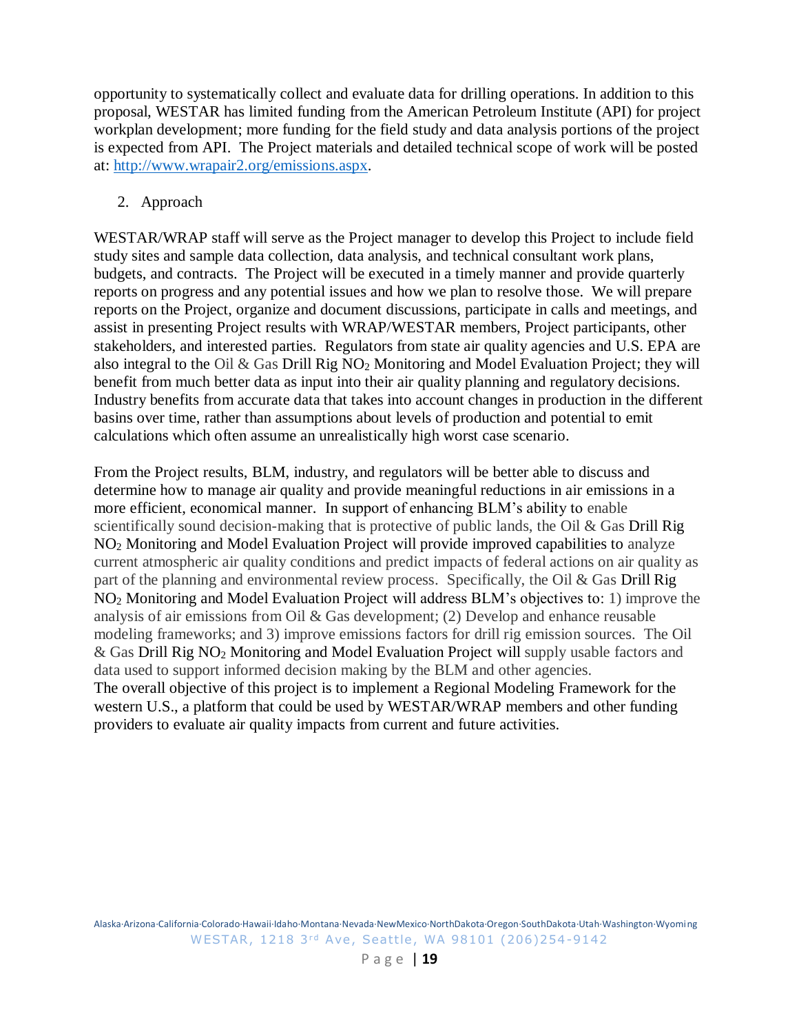opportunity to systematically collect and evaluate data for drilling operations. In addition to this proposal, WESTAR has limited funding from the American Petroleum Institute (API) for project workplan development; more funding for the field study and data analysis portions of the project is expected from API. The Project materials and detailed technical scope of work will be posted at: [http://www.wrapair2.org/emissions.aspx](http://www.wrapair2.org/emissions.aspx).

2. Approach

WESTAR/WRAP staff will serve as the Project manager to develop this Project to include field study sites and sample data collection, data analysis, and technical consultant work plans, budgets, and contracts. The Project will be executed in a timely manner and provide quarterly reports on progress and any potential issues and how we plan to resolve those. We will prepare reports on the Project, organize and document discussions, participate in calls and meetings, and assist in presenting Project results with WRAP/WESTAR members, Project participants, other stakeholders, and interested parties. Regulators from state air quality agencies and U.S. EPA are also integral to the Oil & Gas Drill Rig $NO_2$ Monitoring and Model Evaluation Project; they will benefit from much better data as input into their air quality planning and regulatory decisions. Industry benefits from accurate data that takes into account changes in production in the different basins over time, rather than assumptions about levels of production and potential to emit calculations which often assume an unrealistically high worst case scenario.

From the Project results, BLM, industry, and regulators will be better able to discuss and determine how to manage air quality and provide meaningful reductions in air emissions in a more efficient, economical manner. In support of enhancing BLM's ability to enable scientifically sound decision-making that is protective of public lands, the Oil & Gas Drill Rig $NO_2$ Monitoring and Model Evaluation Project will provide improved capabilities to analyze current atmospheric air quality conditions and predict impacts of federal actions on air quality as part of the planning and environmental review process. Specifically, the Oil & Gas Drill Rig $NO_2$ Monitoring and Model Evaluation Project will address BLM's objectives to: 1) improve the analysis of air emissions from Oil & Gas development; (2) Develop and enhance reusable modeling frameworks; and 3) improve emissions factors for drill rig emission sources. The Oil & Gas Drill Rig $NO_2$ Monitoring and Model Evaluation Project will supply usable factors and data used to support informed decision making by the BLM and other agencies.
The overall objective of this project is to implement a Regional Modeling Framework for the western U.S., a platform that could be used by WESTAR/WRAP members and other funding providers to evaluate air quality impacts from current and future activities.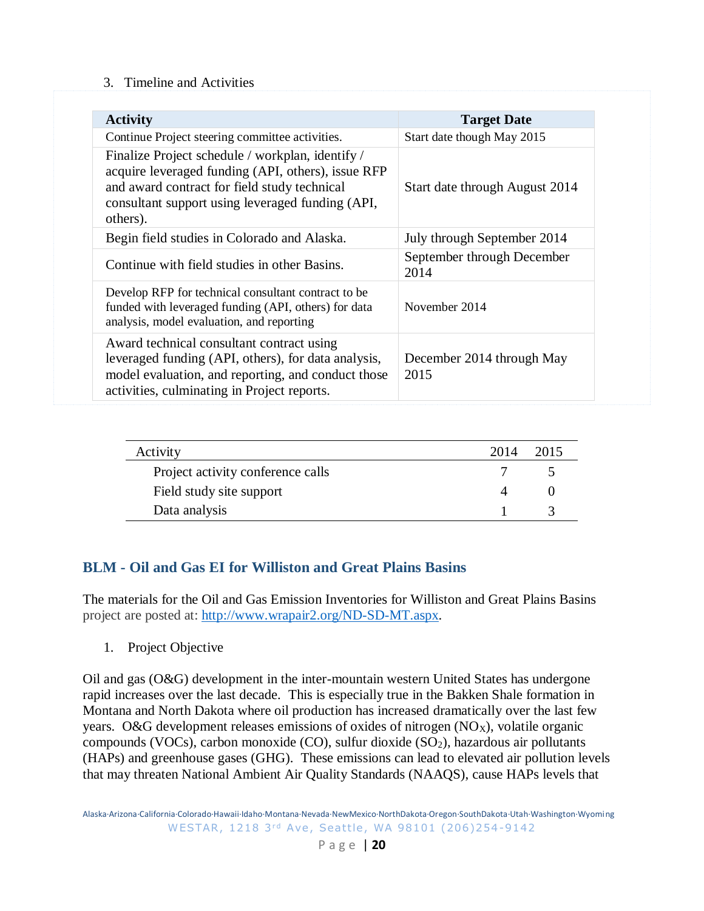3. Timeline and Activities

| Activity | Target Date |
|---|---|
| Continue Project steering committee activities. | Start date though May 2015 |
| Finalize Project schedule / workplan, identify / acquire leveraged funding (API, others), issue RFP and award contract for field study technical consultant support using leveraged funding (API, others). | Start date through August 2014 |
| Begin field studies in Colorado and Alaska. | July through September 2014 |
| Continue with field studies in other Basins. | September through December 2014 |
| Develop RFP for technical consultant contract to be funded with leveraged funding (API, others) for data analysis, model evaluation, and reporting | November 2014 |
| Award technical consultant contract using leveraged funding (API, others), for data analysis, model evaluation, and reporting, and conduct those activities, culminating in Project reports. | December 2014 through May 2015 |

| Activity | 2014 | 2015 |
|---|---|---|
| Project activity conference calls | 7 | 5 |
| Field study site support | 4 | 0 |
| Data analysis | 1 | 3 |

## BLM - Oil and Gas EI for Williston and Great Plains Basins

The materials for the Oil and Gas Emission Inventories for Williston and Great Plains Basins project are posted at: http://www.wrapair2.org/ND-SD-MT.aspx.

1. Project Objective

Oil and gas (O&G) development in the inter-mountain western United States has undergone rapid increases over the last decade. This is especially true in the Bakken Shale formation in Montana and North Dakota where oil production has increased dramatically over the last few years. O&G development releases emissions of oxides of nitrogen ($NO_X$), volatile organic compounds (VOCs), carbon monoxide (CO), sulfur dioxide ($SO_2$), hazardous air pollutants (HAPs) and greenhouse gases (GHG). These emissions can lead to elevated air pollution levels that may threaten National Ambient Air Quality Standards (NAAQS), cause HAPs levels that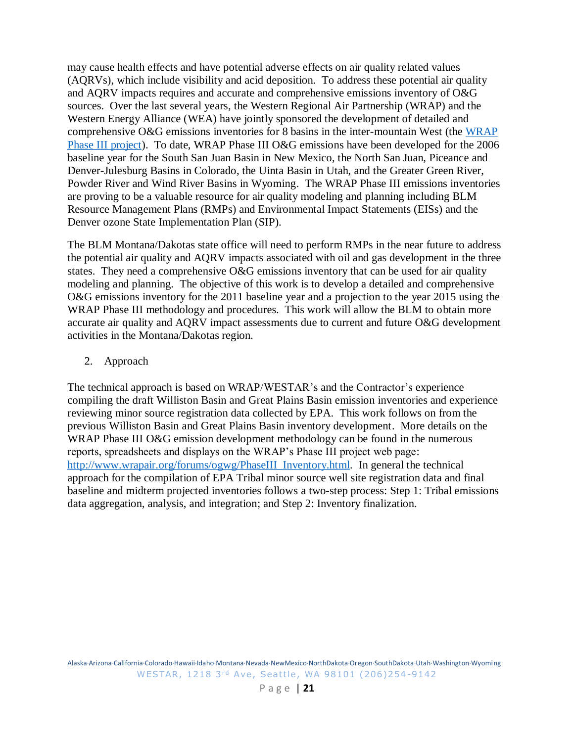may cause health effects and have potential adverse effects on air quality related values (AQRVs), which include visibility and acid deposition. To address these potential air quality and AQRV impacts requires and accurate and comprehensive emissions inventory of O&G sources. Over the last several years, the Western Regional Air Partnership (WRAP) and the Western Energy Alliance (WEA) have jointly sponsored the development of detailed and comprehensive O&G emissions inventories for 8 basins in the inter-mountain West (the [WRAP Phase III project](http://www.wrapair.org/forums/ogwg/PhaseIII_Inventory.html)). To date, WRAP Phase III O&G emissions have been developed for the 2006 baseline year for the South San Juan Basin in New Mexico, the North San Juan, Piceance and Denver-Julesburg Basins in Colorado, the Uinta Basin in Utah, and the Greater Green River, Powder River and Wind River Basins in Wyoming. The WRAP Phase III emissions inventories are proving to be a valuable resource for air quality modeling and planning including BLM Resource Management Plans (RMPs) and Environmental Impact Statements (EISs) and the Denver ozone State Implementation Plan (SIP).

The BLM Montana/Dakotas state office will need to perform RMPs in the near future to address the potential air quality and AQRV impacts associated with oil and gas development in the three states. They need a comprehensive O&G emissions inventory that can be used for air quality modeling and planning. The objective of this work is to develop a detailed and comprehensive O&G emissions inventory for the 2011 baseline year and a projection to the year 2015 using the WRAP Phase III methodology and procedures. This work will allow the BLM to obtain more accurate air quality and AQRV impact assessments due to current and future O&G development activities in the Montana/Dakotas region.

2. Approach

The technical approach is based on WRAP/WESTAR's and the Contractor's experience compiling the draft Williston Basin and Great Plains Basin emission inventories and experience reviewing minor source registration data collected by EPA. This work follows on from the previous Williston Basin and Great Plains Basin inventory development. More details on the WRAP Phase III O&G emission development methodology can be found in the numerous reports, spreadsheets and displays on the WRAP's Phase III project web page: [http://www.wrapair.org/forums/ogwg/PhaseIII_Inventory.html](http://www.wrapair.org/forums/ogwg/PhaseIII_Inventory.html). In general the technical approach for the compilation of EPA Tribal minor source well site registration data and final baseline and midterm projected inventories follows a two-step process: Step 1: Tribal emissions data aggregation, analysis, and integration; and Step 2: Inventory finalization.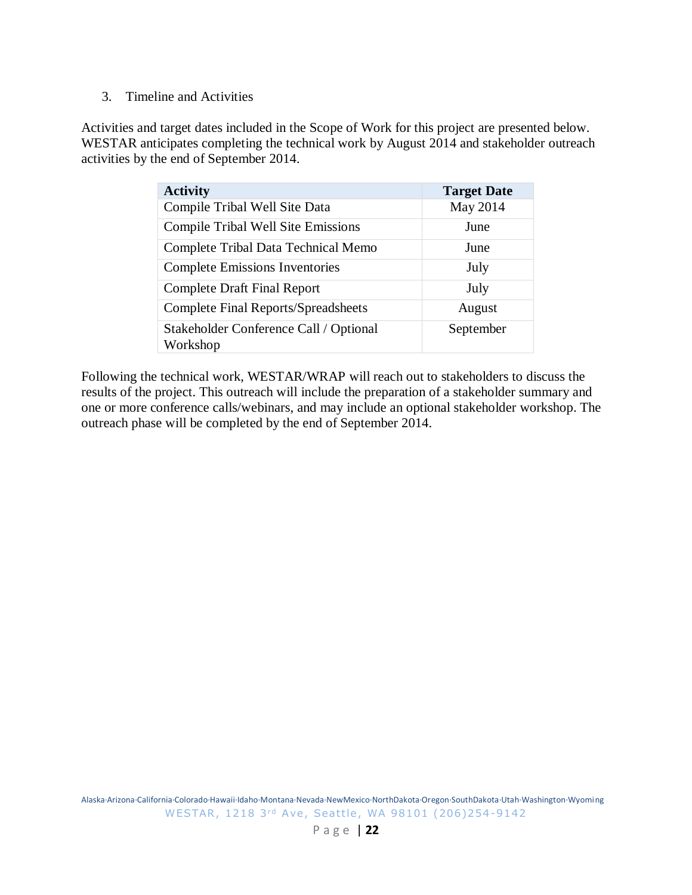3. Timeline and Activities

Activities and target dates included in the Scope of Work for this project are presented below. WESTAR anticipates completing the technical work by August 2014 and stakeholder outreach activities by the end of September 2014.

| Activity | Target Date |
|---|---|
| Compile Tribal Well Site Data | May 2014 |
| Compile Tribal Well Site Emissions | June |
| Complete Tribal Data Technical Memo | June |
| Complete Emissions Inventories | July |
| Complete Draft Final Report | July |
| Complete Final Reports/Spreadsheets | August |
| Stakeholder Conference Call / Optional Workshop | September |

Following the technical work, WESTAR/WRAP will reach out to stakeholders to discuss the results of the project. This outreach will include the preparation of a stakeholder summary and one or more conference calls/webinars, and may include an optional stakeholder workshop. The outreach phase will be completed by the end of September 2014.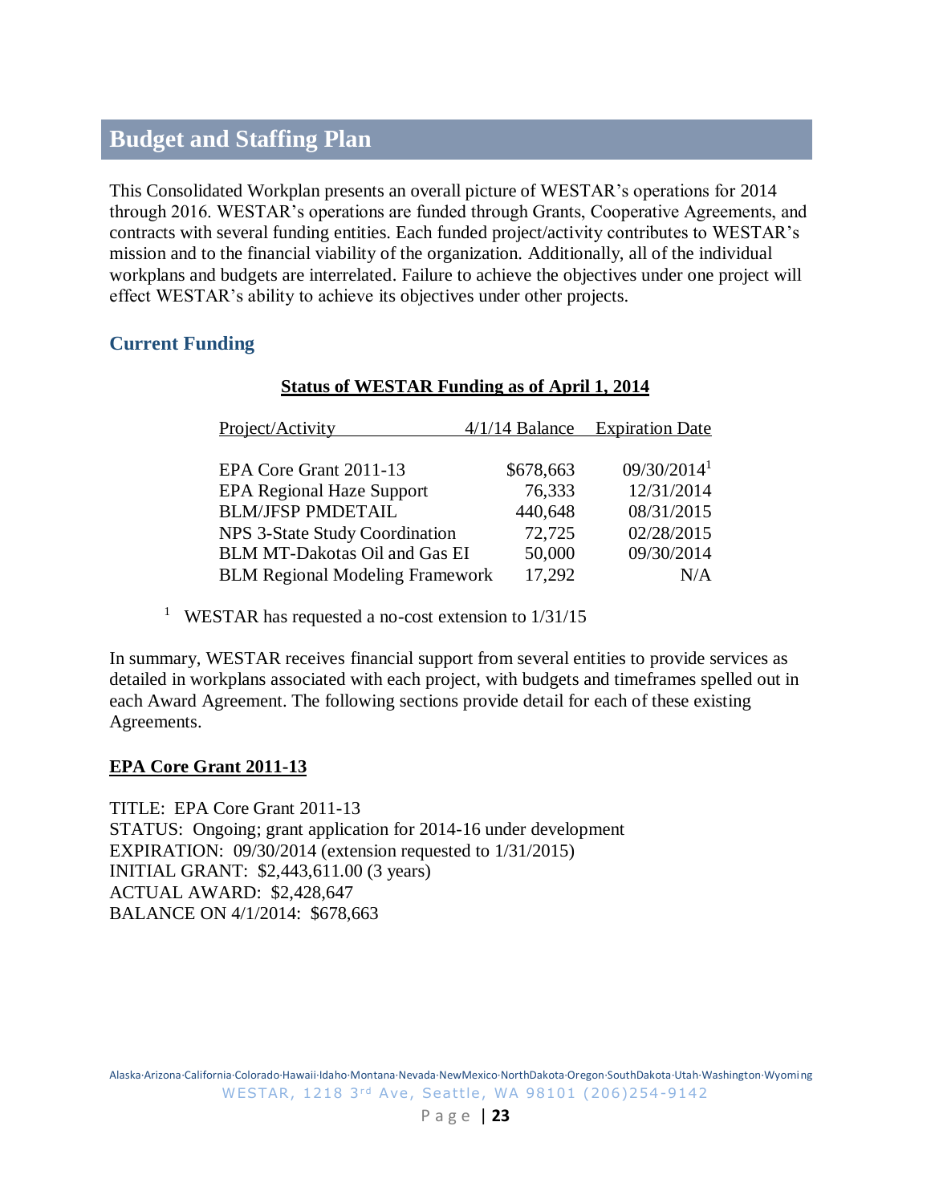## Budget and Staffing Plan

This Consolidated Workplan presents an overall picture of WESTAR's operations for 2014 through 2016. WESTAR's operations are funded through Grants, Cooperative Agreements, and contracts with several funding entities. Each funded project/activity contributes to WESTAR's mission and to the financial viability of the organization. Additionally, all of the individual workplans and budgets are interrelated. Failure to achieve the objectives under one project will effect WESTAR's ability to achieve its objectives under other projects.

### Current Funding

**Status of WESTAR Funding as of April 1, 2014**

| Project/Activity | 4/1/14 Balance | Expiration Date |
|---|---|---|
| EPA Core Grant 2011-13 | $678,663 | 09/30/2014[1] |
| EPA Regional Haze Support | 76,333 | 12/31/2014 |
| BLM/JFSP PMDETAIL | 440,648 | 08/31/2015 |
| NPS 3-State Study Coordination | 72,725 | 02/28/2015 |
| BLM MT-Dakotas Oil and Gas EI | 50,000 | 09/30/2014 |
| BLM Regional Modeling Framework | 17,292 | N/A |

[1] WESTAR has requested a no-cost extension to 1/31/15

In summary, WESTAR receives financial support from several entities to provide services as detailed in workplans associated with each project, with budgets and timeframes spelled out in each Award Agreement. The following sections provide detail for each of these existing Agreements.

**EPA Core Grant 2011-13**

TITLE: EPA Core Grant 2011-13
STATUS: Ongoing; grant application for 2014-16 under development
EXPIRATION: 09/30/2014 (extension requested to 1/31/2015)
INITIAL GRANT: $2,443,611.00 (3 years)
ACTUAL AWARD: $2,428,647
BALANCE ON 4/1/2014: $678,663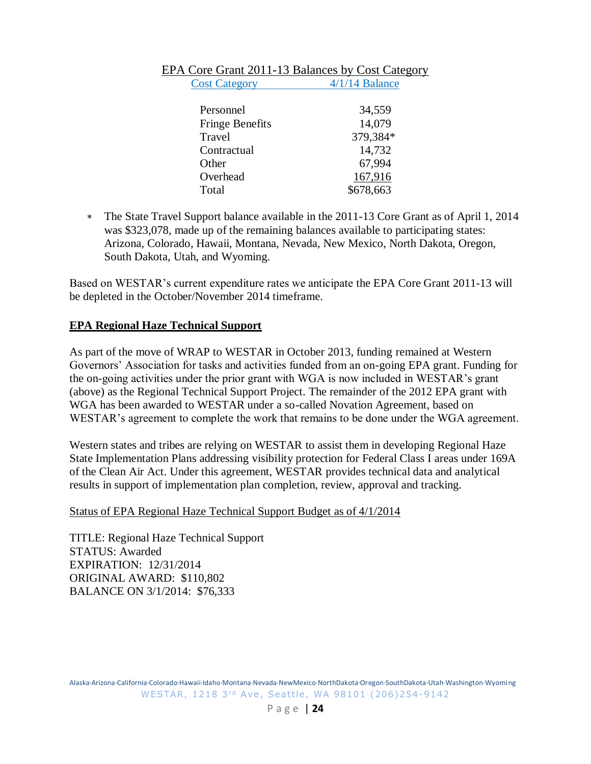EPA Core Grant 2011-13 Balances by Cost Category

| Cost Category | 4/1/14 Balance |
|---|---|
| Personnel | 34,559 |
| Fringe Benefits | 14,079 |
| Travel | 379,384* |
| Contractual | 14,732 |
| Other | 67,994 |
| Overhead | 167,916 |
| Total | $678,663 |

- * The State Travel Support balance available in the 2011-13 Core Grant as of April 1, 2014 was $323,078, made up of the remaining balances available to participating states: Arizona, Colorado, Hawaii, Montana, Nevada, New Mexico, North Dakota, Oregon, South Dakota, Utah, and Wyoming.

Based on WESTAR's current expenditure rates we anticipate the EPA Core Grant 2011-13 will be depleted in the October/November 2014 timeframe.

## EPA Regional Haze Technical Support

As part of the move of WRAP to WESTAR in October 2013, funding remained at Western Governors' Association for tasks and activities funded from an on-going EPA grant. Funding for the on-going activities under the prior grant with WGA is now included in WESTAR's grant (above) as the Regional Technical Support Project. The remainder of the 2012 EPA grant with WGA has been awarded to WESTAR under a so-called Novation Agreement, based on WESTAR's agreement to complete the work that remains to be done under the WGA agreement.

Western states and tribes are relying on WESTAR to assist them in developing Regional Haze State Implementation Plans addressing visibility protection for Federal Class I areas under 169A of the Clean Air Act. Under this agreement, WESTAR provides technical data and analytical results in support of implementation plan completion, review, approval and tracking.

Status of EPA Regional Haze Technical Support Budget as of 4/1/2014

TITLE: Regional Haze Technical Support
STATUS: Awarded
EXPIRATION: 12/31/2014
ORIGINAL AWARD: $110,802
BALANCE ON 3/1/2014: $76,333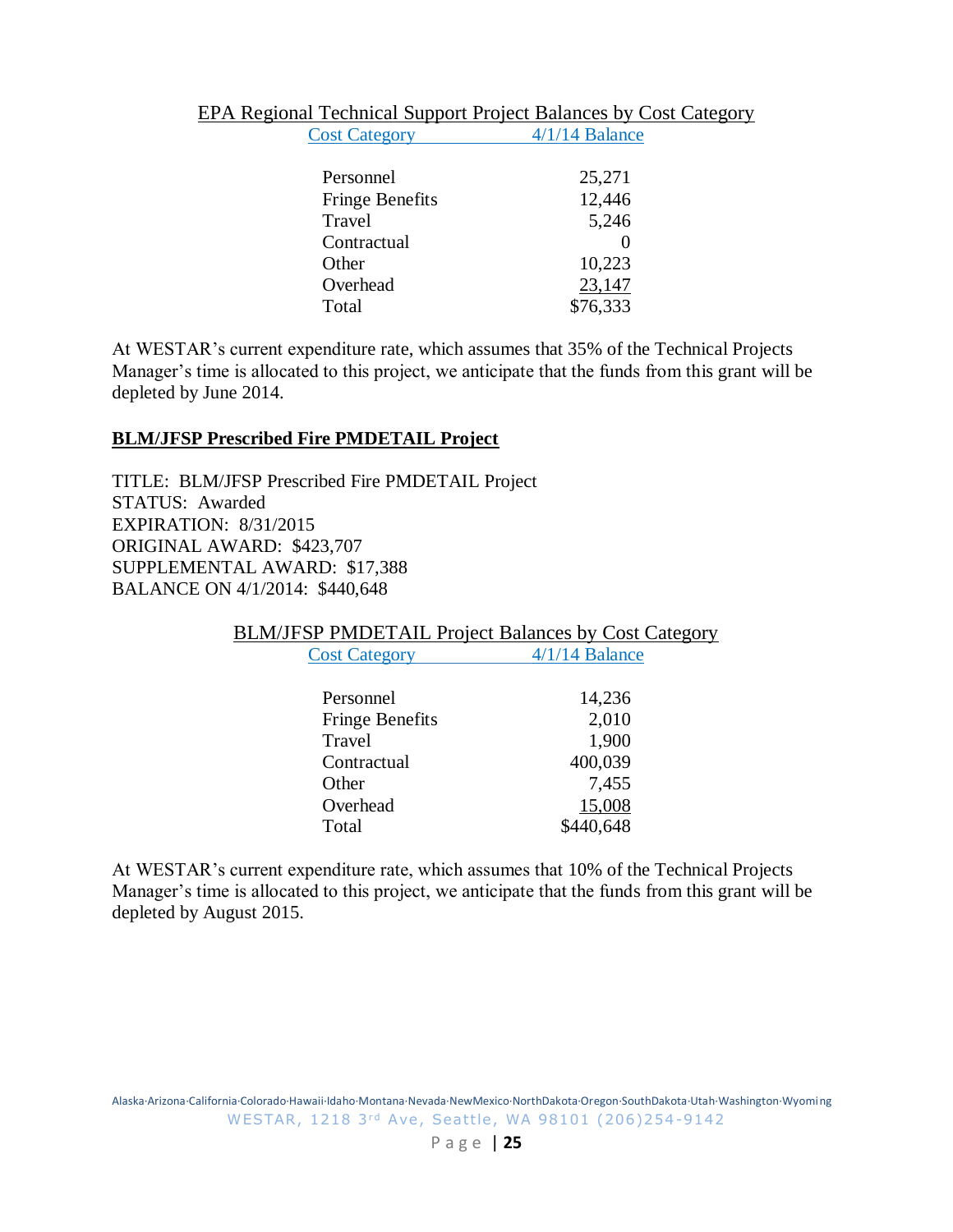EPA Regional Technical Support Project Balances by Cost Category

| Cost Category | 4/1/14 Balance |
| --- | --- |
| Personnel | 25,271 |
| Fringe Benefits | 12,446 |
| Travel | 5,246 |
| Contractual | 0 |
| Other | 10,223 |
| Overhead | 23,147 |
| Total | $76,333 |

At WESTAR's current expenditure rate, which assumes that 35% of the Technical Projects Manager's time is allocated to this project, we anticipate that the funds from this grant will be depleted by June 2014.

**BLM/JFSP Prescribed Fire PMDETAIL Project**

TITLE: BLM/JFSP Prescribed Fire PMDETAIL Project
STATUS: Awarded
EXPIRATION: 8/31/2015
ORIGINAL AWARD: $423,707
SUPPLEMENTAL AWARD: $17,388
BALANCE ON 4/1/2014: $440,648

BLM/JFSP PMDETAIL Project Balances by Cost Category

| Cost Category | 4/1/14 Balance |
| --- | --- |
| Personnel | 14,236 |
| Fringe Benefits | 2,010 |
| Travel | 1,900 |
| Contractual | 400,039 |
| Other | 7,455 |
| Overhead | 15,008 |
| Total | $440,648 |

At WESTAR's current expenditure rate, which assumes that 10% of the Technical Projects Manager's time is allocated to this project, we anticipate that the funds from this grant will be depleted by August 2015.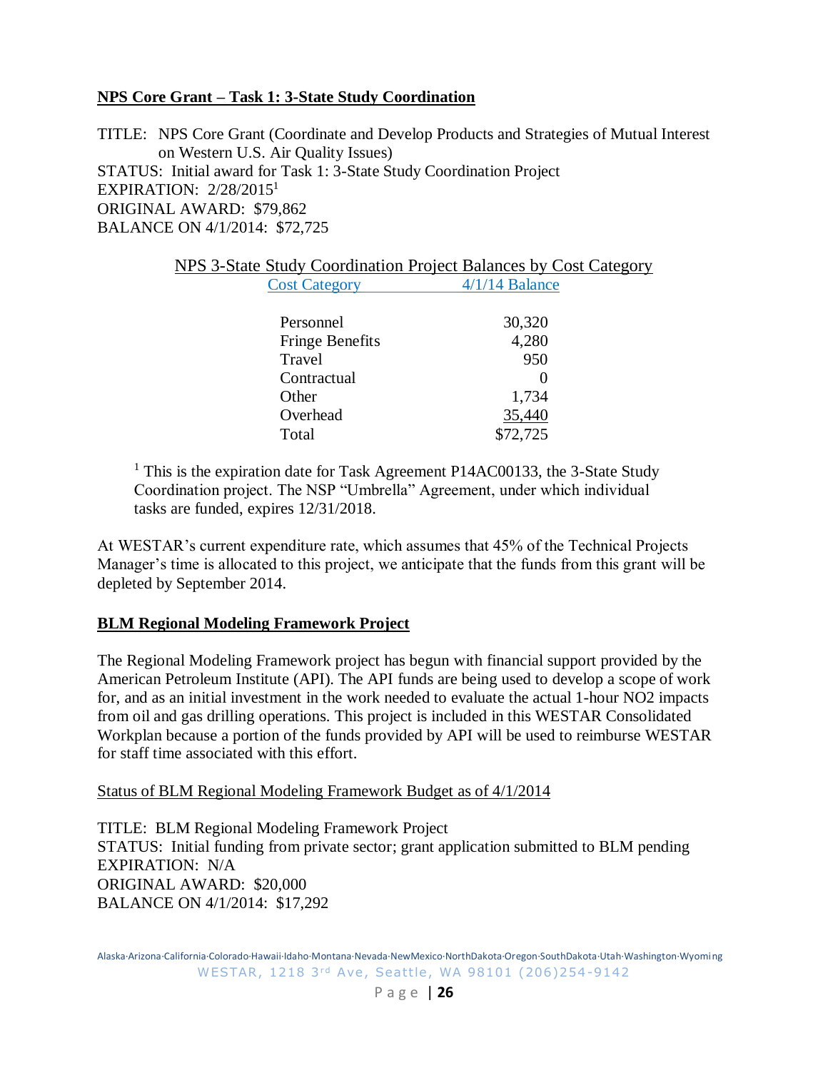**NPS Core Grant – Task 1: 3-State Study Coordination**

TITLE: NPS Core Grant (Coordinate and Develop Products and Strategies of Mutual Interest on Western U.S. Air Quality Issues)
STATUS: Initial award for Task 1: 3-State Study Coordination Project
EXPIRATION: 2/28/2015[1]
ORIGINAL AWARD: $79,862
BALANCE ON 4/1/2014: $72,725

NPS 3-State Study Coordination Project Balances by Cost Category

| Cost Category | 4/1/14 Balance |
|---|---|
| Personnel | 30,320 |
| Fringe Benefits | 4,280 |
| Travel | 950 |
| Contractual | 0 |
| Other | 1,734 |
| Overhead | 35,440 |
| Total | $72,725 |

[1] This is the expiration date for Task Agreement P14AC00133, the 3-State Study Coordination project. The NSP "Umbrella" Agreement, under which individual tasks are funded, expires 12/31/2018.

At WESTAR's current expenditure rate, which assumes that 45% of the Technical Projects Manager's time is allocated to this project, we anticipate that the funds from this grant will be depleted by September 2014.

**BLM Regional Modeling Framework Project**

The Regional Modeling Framework project has begun with financial support provided by the American Petroleum Institute (API). The API funds are being used to develop a scope of work for, and as an initial investment in the work needed to evaluate the actual 1-hour $NO_2$ impacts from oil and gas drilling operations. This project is included in this WESTAR Consolidated Workplan because a portion of the funds provided by API will be used to reimburse WESTAR for staff time associated with this effort.

Status of BLM Regional Modeling Framework Budget as of 4/1/2014

TITLE: BLM Regional Modeling Framework Project
STATUS: Initial funding from private sector; grant application submitted to BLM pending
EXPIRATION: N/A
ORIGINAL AWARD: $20,000
BALANCE ON 4/1/2014: $17,292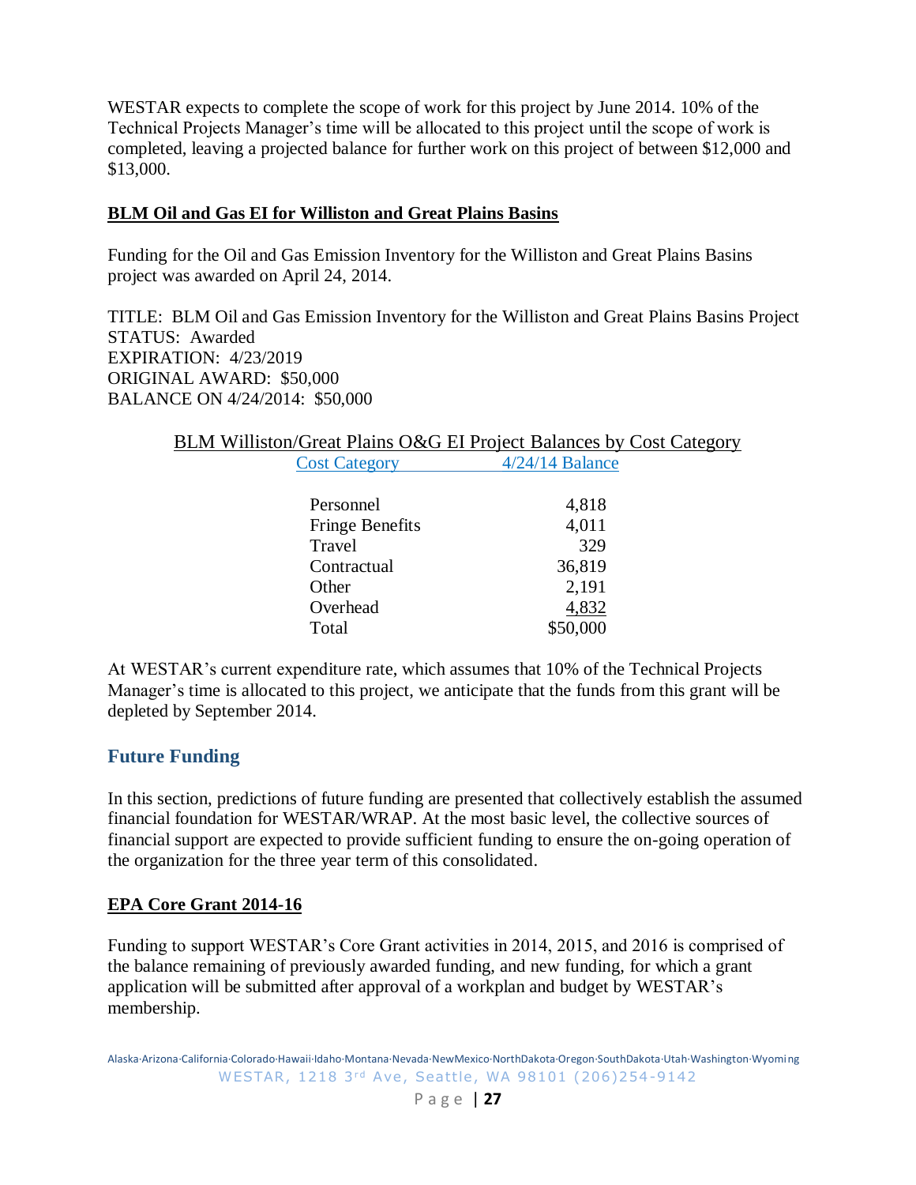WESTAR expects to complete the scope of work for this project by June 2014. 10% of the Technical Projects Manager's time will be allocated to this project until the scope of work is completed, leaving a projected balance for further work on this project of between $12,000 and $13,000.

**BLM Oil and Gas EI for Williston and Great Plains Basins**

Funding for the Oil and Gas Emission Inventory for the Williston and Great Plains Basins project was awarded on April 24, 2014.

TITLE: BLM Oil and Gas Emission Inventory for the Williston and Great Plains Basins Project
STATUS: Awarded
EXPIRATION: 4/23/2019
ORIGINAL AWARD: $50,000
BALANCE ON 4/24/2014: $50,000

BLM Williston/Great Plains O&G EI Project Balances by Cost Category

| Cost Category | 4/24/14 Balance |
|---|---|
| Personnel | 4,818 |
| Fringe Benefits | 4,011 |
| Travel | 329 |
| Contractual | 36,819 |
| Other | 2,191 |
| Overhead | 4,832 |
| Total | $50,000 |

At WESTAR's current expenditure rate, which assumes that 10% of the Technical Projects Manager's time is allocated to this project, we anticipate that the funds from this grant will be depleted by September 2014.

## Future Funding

In this section, predictions of future funding are presented that collectively establish the assumed financial foundation for WESTAR/WRAP. At the most basic level, the collective sources of financial support are expected to provide sufficient funding to ensure the on-going operation of the organization for the three year term of this consolidated.

**EPA Core Grant 2014-16**

Funding to support WESTAR's Core Grant activities in 2014, 2015, and 2016 is comprised of the balance remaining of previously awarded funding, and new funding, for which a grant application will be submitted after approval of a workplan and budget by WESTAR's membership.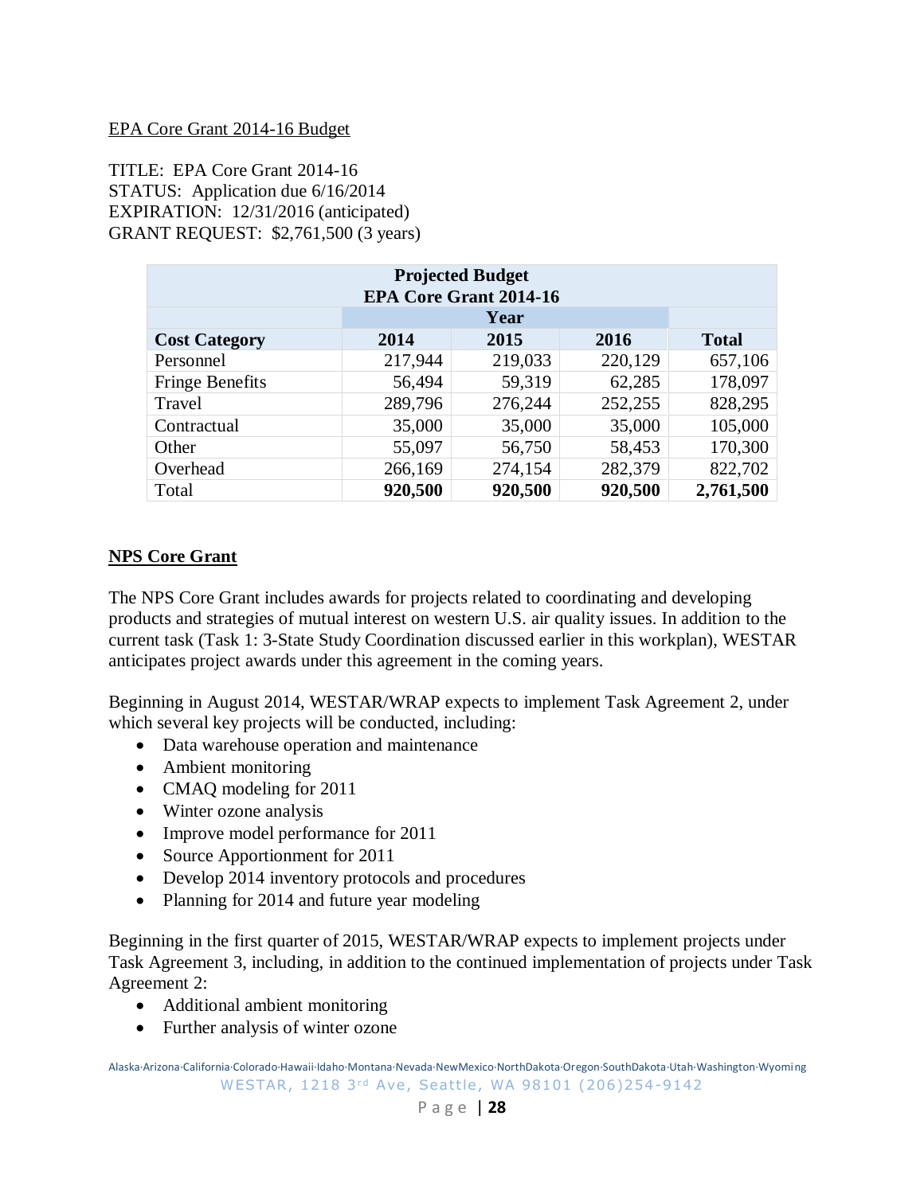EPA Core Grant 2014-16 Budget

TITLE: EPA Core Grant 2014-16
STATUS: Application due 6/16/2014
EXPIRATION: 12/31/2016 (anticipated)
GRANT REQUEST: $2,761,500 (3 years)

| **Projected Budget EPA Core Grant 2014-16** | | | | |
|---|---|---|---|---|
| | **Year** | | | |
| **Cost Category** | **2014** | **2015** | **2016** | **Total** |
| Personnel | 217,944 | 219,033 | 220,129 | 657,106 |
| Fringe Benefits | 56,494 | 59,319 | 62,285 | 178,097 |
| Travel | 289,796 | 276,244 | 252,255 | 828,295 |
| Contractual | 35,000 | 35,000 | 35,000 | 105,000 |
| Other | 55,097 | 56,750 | 58,453 | 170,300 |
| Overhead | 266,169 | 274,154 | 282,379 | 822,702 |
| Total | **920,500** | **920,500** | **920,500** | **2,761,500** |

## NPS Core Grant

The NPS Core Grant includes awards for projects related to coordinating and developing products and strategies of mutual interest on western U.S. air quality issues. In addition to the current task (Task 1: 3-State Study Coordination discussed earlier in this workplan), WESTAR anticipates project awards under this agreement in the coming years.

Beginning in August 2014, WESTAR/WRAP expects to implement Task Agreement 2, under which several key projects will be conducted, including:

- Data warehouse operation and maintenance
- Ambient monitoring
- CMAQ modeling for 2011
- Winter ozone analysis
- Improve model performance for 2011
- Source Apportionment for 2011
- Develop 2014 inventory protocols and procedures
- Planning for 2014 and future year modeling

Beginning in the first quarter of 2015, WESTAR/WRAP expects to implement projects under Task Agreement 3, including, in addition to the continued implementation of projects under Task Agreement 2:

- Additional ambient monitoring
- Further analysis of winter ozone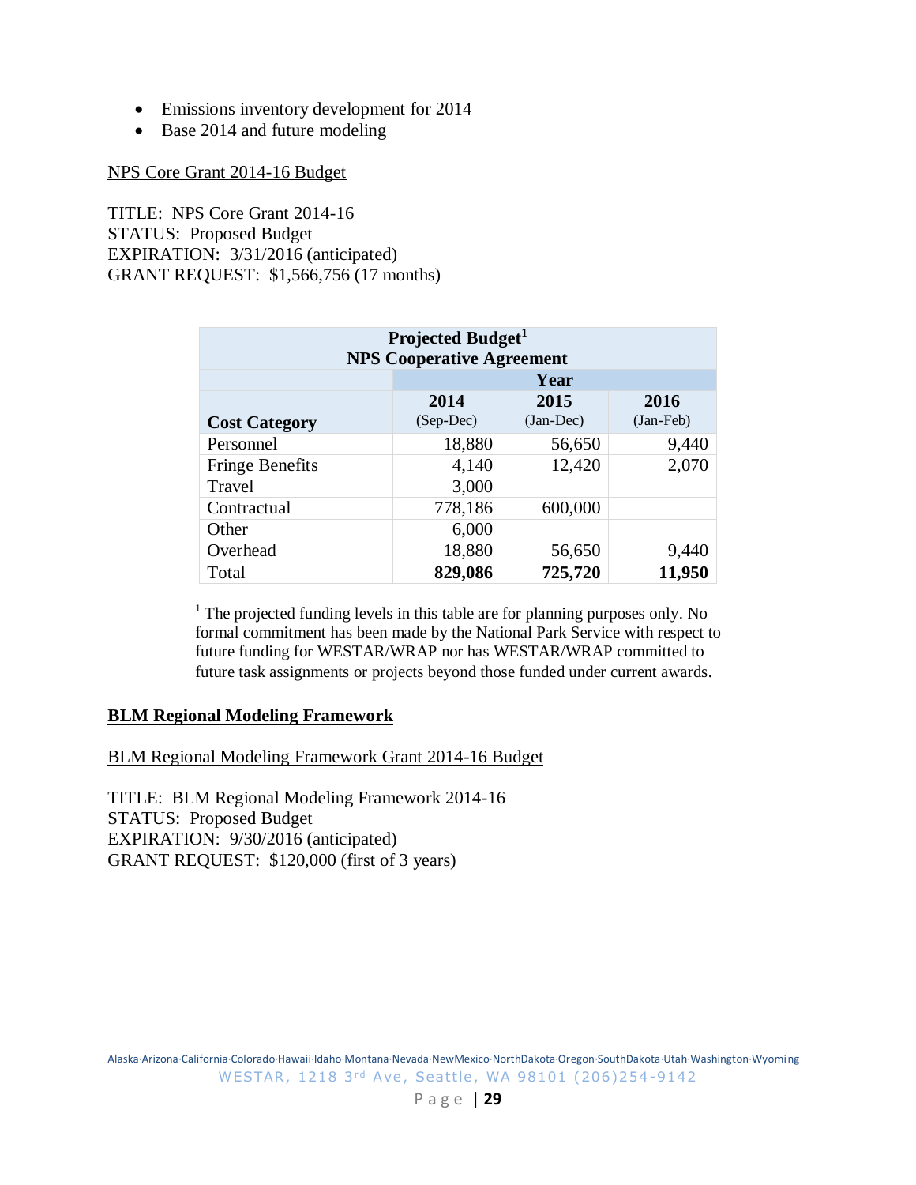- Emissions inventory development for 2014
- Base 2014 and future modeling

NPS Core Grant 2014-16 Budget

TITLE: NPS Core Grant 2014-16
STATUS: Proposed Budget
EXPIRATION: 3/31/2016 (anticipated)
GRANT REQUEST: $1,566,756 (17 months)

| **Projected Budget[1] NPS Cooperative Agreement** | | | |
|---|---|---|---|
| | **Year** | | |
| | **2014** | **2015** | **2016** |
| **Cost Category** | (Sep-Dec) | (Jan-Dec) | (Jan-Feb) |
| Personnel | 18,880 | 56,650 | 9,440 |
| Fringe Benefits | 4,140 | 12,420 | 2,070 |
| Travel | 3,000 | | |
| Contractual | 778,186 | 600,000 | |
| Other | 6,000 | | |
| Overhead | 18,880 | 56,650 | 9,440 |
| Total | **829,086** | **725,720** | **11,950** |

[1] The projected funding levels in this table are for planning purposes only. No formal commitment has been made by the National Park Service with respect to future funding for WESTAR/WRAP nor has WESTAR/WRAP committed to future task assignments or projects beyond those funded under current awards.

## BLM Regional Modeling Framework

BLM Regional Modeling Framework Grant 2014-16 Budget

TITLE: BLM Regional Modeling Framework 2014-16
STATUS: Proposed Budget
EXPIRATION: 9/30/2016 (anticipated)
GRANT REQUEST: $120,000 (first of 3 years)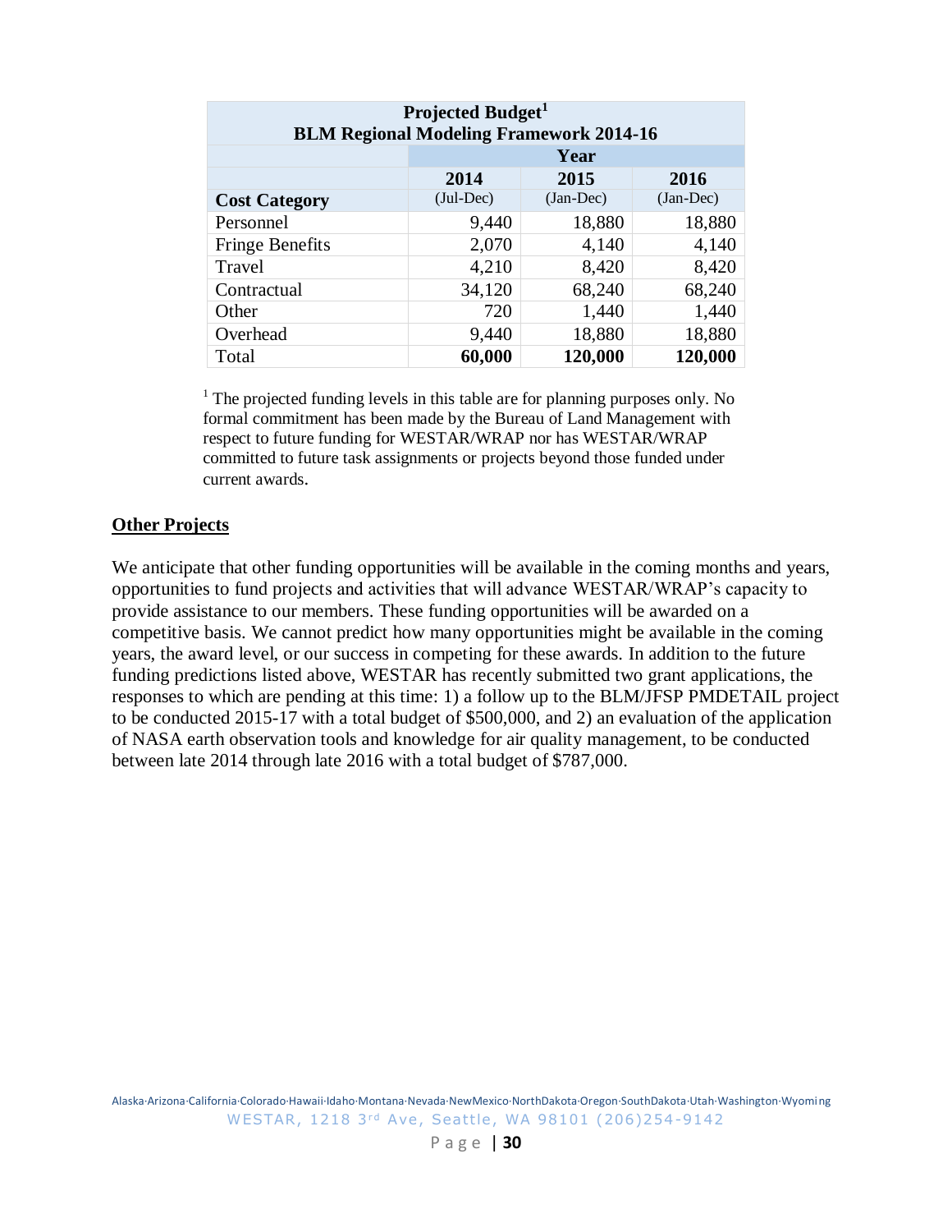| Projected Budget[1] BLM Regional Modeling Framework 2014-16 | | | |
|---|---|---|---|
| | Year | | |
| | 2014 | 2015 | 2016 |
| **Cost Category** | (Jul-Dec) | (Jan-Dec) | (Jan-Dec) |
| Personnel | 9,440 | 18,880 | 18,880 |
| Fringe Benefits | 2,070 | 4,140 | 4,140 |
| Travel | 4,210 | 8,420 | 8,420 |
| Contractual | 34,120 | 68,240 | 68,240 |
| Other | 720 | 1,440 | 1,440 |
| Overhead | 9,440 | 18,880 | 18,880 |
| Total | **60,000** | **120,000** | **120,000** |

[1] The projected funding levels in this table are for planning purposes only. No formal commitment has been made by the Bureau of Land Management with respect to future funding for WESTAR/WRAP nor has WESTAR/WRAP committed to future task assignments or projects beyond those funded under current awards.

## Other Projects

We anticipate that other funding opportunities will be available in the coming months and years, opportunities to fund projects and activities that will advance WESTAR/WRAP's capacity to provide assistance to our members. These funding opportunities will be awarded on a competitive basis. We cannot predict how many opportunities might be available in the coming years, the award level, or our success in competing for these awards. In addition to the future funding predictions listed above, WESTAR has recently submitted two grant applications, the responses to which are pending at this time: 1) a follow up to the BLM/JFSP PMDETAIL project to be conducted 2015-17 with a total budget of $500,000, and 2) an evaluation of the application of NASA earth observation tools and knowledge for air quality management, to be conducted between late 2014 through late 2016 with a total budget of $787,000.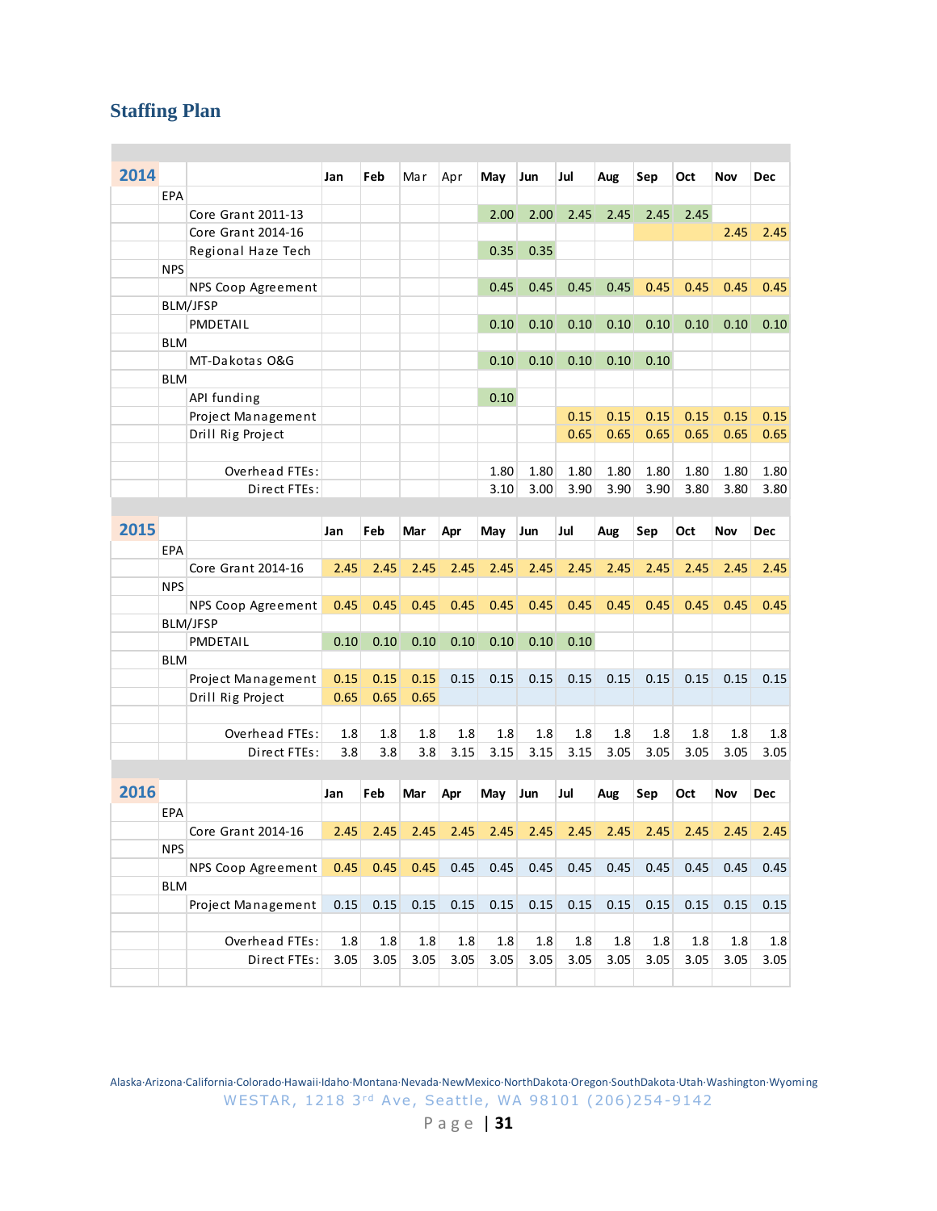## Staffing Plan

| 2014 | | | Jan | Feb | Mar | Apr | May | Jun | Jul | Aug | Sep | Oct | Nov | Dec |
|---|---|---|---|---|---|---|---|---|---|---|---|---|---|---|
| | EPA | | | | | | | | | | | | | |
| | | Core Grant 2011-13 | | | | | 2.00 | 2.00 | 2.45 | 2.45 | 2.45 | 2.45 | | |
| | | Core Grant 2014-16 | | | | | | | | | | | 2.45 | 2.45 |
| | | Regional Haze Tech | | | | | 0.35 | 0.35 | | | | | | |
| | NPS | | | | | | | | | | | | | |
| | | NPS Coop Agreement | | | | | 0.45 | 0.45 | 0.45 | 0.45 | 0.45 | 0.45 | 0.45 | 0.45 |
| | BLM/JFSP | | | | | | | | | | | | | |
| | | PMDETAIL | | | | | 0.10 | 0.10 | 0.10 | 0.10 | 0.10 | 0.10 | 0.10 | 0.10 |
| | BLM | | | | | | | | | | | | | |
| | | MT-Dakotas O&G | | | | | 0.10 | 0.10 | 0.10 | 0.10 | 0.10 | | | |
| | BLM | | | | | | | | | | | | | |
| | | API funding | | | | | 0.10 | | | | | | | |
| | | Project Management | | | | | | | 0.15 | 0.15 | 0.15 | 0.15 | 0.15 | 0.15 |
| | | Drill Rig Project | | | | | | | 0.65 | 0.65 | 0.65 | 0.65 | 0.65 | 0.65 |
| | | | | | | | | | | | | | | |
| | | Overhead FTEs: | | | | | 1.80 | 1.80 | 1.80 | 1.80 | 1.80 | 1.80 | 1.80 | 1.80 |
| | | Direct FTEs: | | | | | 3.10 | 3.00 | 3.90 | 3.90 | 3.90 | 3.80 | 3.80 | 3.80 |
| **2015** | | | **Jan** | **Feb** | **Mar** | **Apr** | **May** | **Jun** | **Jul** | **Aug** | **Sep** | **Oct** | **Nov** | **Dec** |
| | EPA | | | | | | | | | | | | | |
| | | Core Grant 2014-16 | 2.45 | 2.45 | 2.45 | 2.45 | 2.45 | 2.45 | 2.45 | 2.45 | 2.45 | 2.45 | 2.45 | 2.45 |
| | NPS | | | | | | | | | | | | | |
| | | NPS Coop Agreement | 0.45 | 0.45 | 0.45 | 0.45 | 0.45 | 0.45 | 0.45 | 0.45 | 0.45 | 0.45 | 0.45 | 0.45 |
| | BLM/JFSP | | | | | | | | | | | | | |
| | | PMDETAIL | 0.10 | 0.10 | 0.10 | 0.10 | 0.10 | 0.10 | 0.10 | | | | | |
| | BLM | | | | | | | | | | | | | |
| | | Project Management | 0.15 | 0.15 | 0.15 | 0.15 | 0.15 | 0.15 | 0.15 | 0.15 | 0.15 | 0.15 | 0.15 | 0.15 |
| | | Drill Rig Project | 0.65 | 0.65 | 0.65 | | | | | | | | | |
| | | | | | | | | | | | | | | |
| | | Overhead FTEs: | 1.8 | 1.8 | 1.8 | 1.8 | 1.8 | 1.8 | 1.8 | 1.8 | 1.8 | 1.8 | 1.8 | 1.8 |
| | | Direct FTEs: | 3.8 | 3.8 | 3.8 | 3.15 | 3.15 | 3.15 | 3.15 | 3.05 | 3.05 | 3.05 | 3.05 | 3.05 |
| **2016** | | | **Jan** | **Feb** | **Mar** | **Apr** | **May** | **Jun** | **Jul** | **Aug** | **Sep** | **Oct** | **Nov** | **Dec** |
| | EPA | | | | | | | | | | | | | |
| | | Core Grant 2014-16 | 2.45 | 2.45 | 2.45 | 2.45 | 2.45 | 2.45 | 2.45 | 2.45 | 2.45 | 2.45 | 2.45 | 2.45 |
| | NPS | | | | | | | | | | | | | |
| | | NPS Coop Agreement | 0.45 | 0.45 | 0.45 | 0.45 | 0.45 | 0.45 | 0.45 | 0.45 | 0.45 | 0.45 | 0.45 | 0.45 |
| | BLM | | | | | | | | | | | | | |
| | | Project Management | 0.15 | 0.15 | 0.15 | 0.15 | 0.15 | 0.15 | 0.15 | 0.15 | 0.15 | 0.15 | 0.15 | 0.15 |
| | | | | | | | | | | | | | | |
| | | Overhead FTEs: | 1.8 | 1.8 | 1.8 | 1.8 | 1.8 | 1.8 | 1.8 | 1.8 | 1.8 | 1.8 | 1.8 | 1.8 |
| | | Direct FTEs: | 3.05 | 3.05 | 3.05 | 3.05 | 3.05 | 3.05 | 3.05 | 3.05 | 3.05 | 3.05 | 3.05 | 3.05 |

Alaska·Arizona·California·Colorado·Hawaii·Idaho·Montana·Nevada·NewMexico·NorthDakota·Oregon·SouthDakota·Utah·Washington·Wyoming

WESTAR, 1218 3rd Ave, Seattle, WA 98101 (206)254-9142